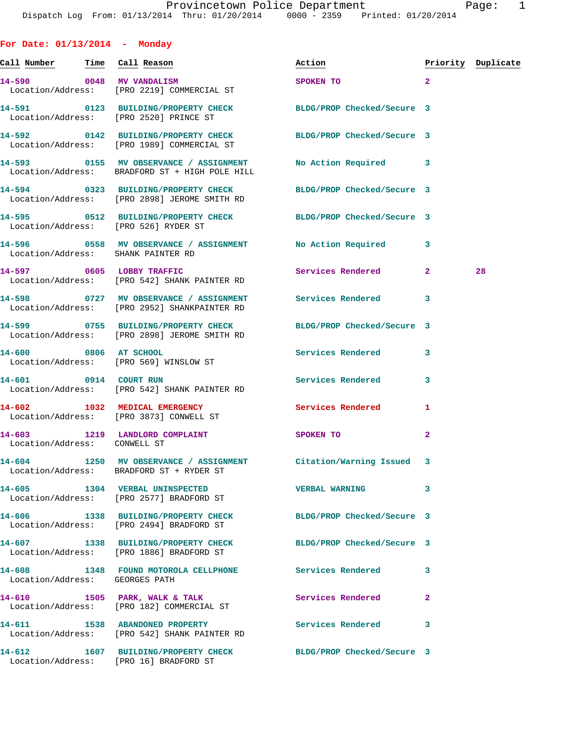Provincetown Police Department
Dispatch Log From: 01/13/2014 Thru: 01/20/2014 0000 - 2359 Printed: 01/20/2014

## For Date: 01/13/2014 - Monday

| Call Number | Time | Call Reason | Action | Priority | Duplicate |
|---|---|---|---|---|---|
| 14-590 | 0048 | MV VANDALISM | SPOKEN TO | 2 | |
| Location/Address: | | [PRO 2219] COMMERCIAL ST | | | |
| 14-591 | 0123 | BUILDING/PROPERTY CHECK | BLDG/PROP Checked/Secure | 3 | |
| Location/Address: | | [PRO 2520] PRINCE ST | | | |
| 14-592 | 0142 | BUILDING/PROPERTY CHECK | BLDG/PROP Checked/Secure | 3 | |
| Location/Address: | | [PRO 1989] COMMERCIAL ST | | | |
| 14-593 | 0155 | MV OBSERVANCE / ASSIGNMENT | No Action Required | 3 | |
| Location/Address: | | BRADFORD ST + HIGH POLE HILL | | | |
| 14-594 | 0323 | BUILDING/PROPERTY CHECK | BLDG/PROP Checked/Secure | 3 | |
| Location/Address: | | [PRO 2898] JEROME SMITH RD | | | |
| 14-595 | 0512 | BUILDING/PROPERTY CHECK | BLDG/PROP Checked/Secure | 3 | |
| Location/Address: | | [PRO 526] RYDER ST | | | |
| 14-596 | 0558 | MV OBSERVANCE / ASSIGNMENT | No Action Required | 3 | |
| Location/Address: | | SHANK PAINTER RD | | | |
| 14-597 | 0605 | LOBBY TRAFFIC | Services Rendered | 2 | 28 |
| Location/Address: | | [PRO 542] SHANK PAINTER RD | | | |
| 14-598 | 0727 | MV OBSERVANCE / ASSIGNMENT | Services Rendered | 3 | |
| Location/Address: | | [PRO 2952] SHANKPAINTER RD | | | |
| 14-599 | 0755 | BUILDING/PROPERTY CHECK | BLDG/PROP Checked/Secure | 3 | |
| Location/Address: | | [PRO 2898] JEROME SMITH RD | | | |
| 14-600 | 0806 | AT SCHOOL | Services Rendered | 3 | |
| Location/Address: | | [PRO 569] WINSLOW ST | | | |
| 14-601 | 0914 | COURT RUN | Services Rendered | 3 | |
| Location/Address: | | [PRO 542] SHANK PAINTER RD | | | |
| 14-602 | 1032 | MEDICAL EMERGENCY | Services Rendered | 1 | |
| Location/Address: | | [PRO 3873] CONWELL ST | | | |
| 14-603 | 1219 | LANDLORD COMPLAINT | SPOKEN TO | 2 | |
| Location/Address: | | CONWELL ST | | | |
| 14-604 | 1250 | MV OBSERVANCE / ASSIGNMENT | Citation/Warning Issued | 3 | |
| Location/Address: | | BRADFORD ST + RYDER ST | | | |
| 14-605 | 1304 | VERBAL UNINSPECTED | VERBAL WARNING | 3 | |
| Location/Address: | | [PRO 2577] BRADFORD ST | | | |
| 14-606 | 1338 | BUILDING/PROPERTY CHECK | BLDG/PROP Checked/Secure | 3 | |
| Location/Address: | | [PRO 2494] BRADFORD ST | | | |
| 14-607 | 1338 | BUILDING/PROPERTY CHECK | BLDG/PROP Checked/Secure | 3 | |
| Location/Address: | | [PRO 1886] BRADFORD ST | | | |
| 14-608 | 1348 | FOUND MOTOROLA CELLPHONE | Services Rendered | 3 | |
| Location/Address: | | GEORGES PATH | | | |
| 14-610 | 1505 | PARK, WALK & TALK | Services Rendered | 2 | |
| Location/Address: | | [PRO 182] COMMERCIAL ST | | | |
| 14-611 | 1538 | ABANDONED PROPERTY | Services Rendered | 3 | |
| Location/Address: | | [PRO 542] SHANK PAINTER RD | | | |
| 14-612 | 1607 | BUILDING/PROPERTY CHECK | BLDG/PROP Checked/Secure | 3 | |
| Location/Address: | | [PRO 16] BRADFORD ST | | | |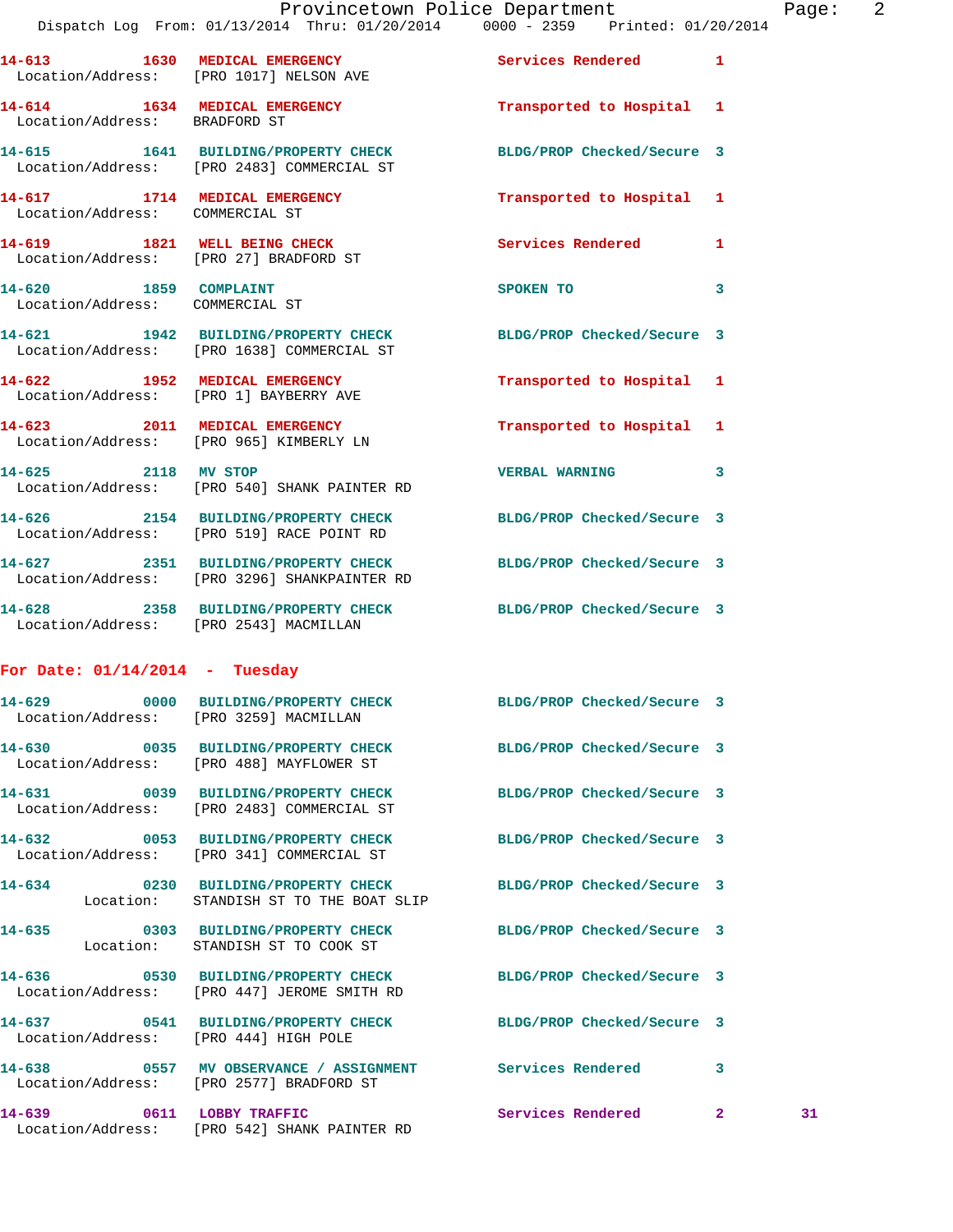14-613 1630 MEDICAL EMERGENCY Services Rendered 1
Location/Address: [PRO 1017] NELSON AVE

14-614 1634 MEDICAL EMERGENCY Transported to Hospital 1
Location/Address: BRADFORD ST

14-615 1641 BUILDING/PROPERTY CHECK BLDG/PROP Checked/Secure 3
Location/Address: [PRO 2483] COMMERCIAL ST

14-617 1714 MEDICAL EMERGENCY Transported to Hospital 1
Location/Address: COMMERCIAL ST

14-619 1821 WELL BEING CHECK Services Rendered 1
Location/Address: [PRO 27] BRADFORD ST

14-620 1859 COMPLAINT SPOKEN TO 3
Location/Address: COMMERCIAL ST

14-621 1942 BUILDING/PROPERTY CHECK BLDG/PROP Checked/Secure 3
Location/Address: [PRO 1638] COMMERCIAL ST

14-622 1952 MEDICAL EMERGENCY Transported to Hospital 1
Location/Address: [PRO 1] BAYBERRY AVE

14-623 2011 MEDICAL EMERGENCY Transported to Hospital 1
Location/Address: [PRO 965] KIMBERLY LN

14-625 2118 MV STOP VERBAL WARNING 3
Location/Address: [PRO 540] SHANK PAINTER RD

14-626 2154 BUILDING/PROPERTY CHECK BLDG/PROP Checked/Secure 3
Location/Address: [PRO 519] RACE POINT RD

14-627 2351 BUILDING/PROPERTY CHECK BLDG/PROP Checked/Secure 3
Location/Address: [PRO 3296] SHANKPAINTER RD

14-628 2358 BUILDING/PROPERTY CHECK BLDG/PROP Checked/Secure 3
Location/Address: [PRO 2543] MACMILLAN

## For Date: 01/14/2014 - Tuesday

14-629 0000 BUILDING/PROPERTY CHECK BLDG/PROP Checked/Secure 3
Location/Address: [PRO 3259] MACMILLAN

14-630 0035 BUILDING/PROPERTY CHECK BLDG/PROP Checked/Secure 3
Location/Address: [PRO 488] MAYFLOWER ST

14-631 0039 BUILDING/PROPERTY CHECK BLDG/PROP Checked/Secure 3
Location/Address: [PRO 2483] COMMERCIAL ST

14-632 0053 BUILDING/PROPERTY CHECK BLDG/PROP Checked/Secure 3
Location/Address: [PRO 341] COMMERCIAL ST

14-634 0230 BUILDING/PROPERTY CHECK BLDG/PROP Checked/Secure 3
Location: STANDISH ST TO THE BOAT SLIP

14-635 0303 BUILDING/PROPERTY CHECK BLDG/PROP Checked/Secure 3
Location: STANDISH ST TO COOK ST

14-636 0530 BUILDING/PROPERTY CHECK BLDG/PROP Checked/Secure 3
Location/Address: [PRO 447] JEROME SMITH RD

14-637 0541 BUILDING/PROPERTY CHECK BLDG/PROP Checked/Secure 3
Location/Address: [PRO 444] HIGH POLE

14-638 0557 MV OBSERVANCE / ASSIGNMENT Services Rendered 3
Location/Address: [PRO 2577] BRADFORD ST

14-639 0611 LOBBY TRAFFIC Services Rendered 2 31
Location/Address: [PRO 542] SHANK PAINTER RD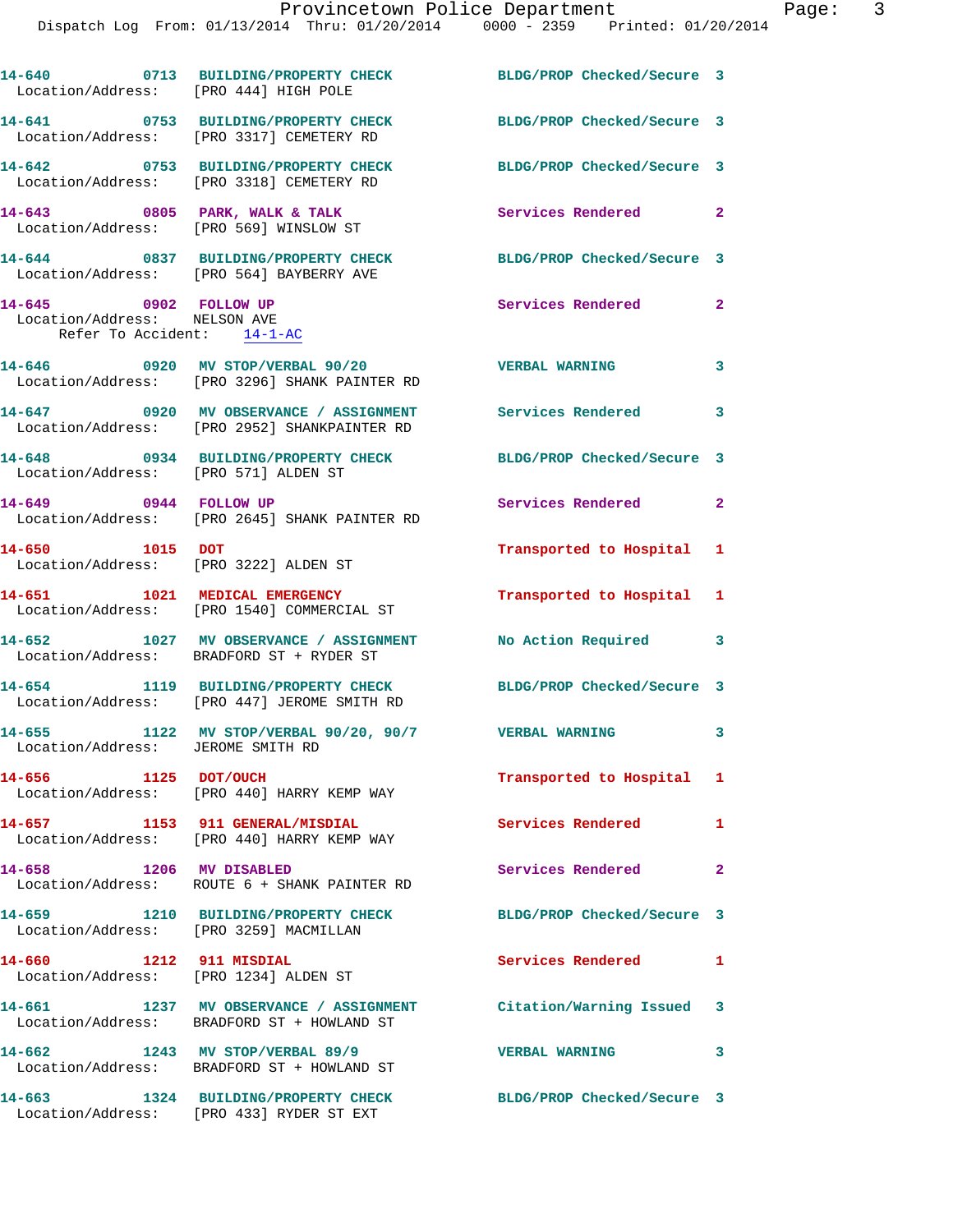14-640 0713 BUILDING/PROPERTY CHECK BLDG/PROP Checked/Secure 3
Location/Address: [PRO 444] HIGH POLE

14-641 0753 BUILDING/PROPERTY CHECK BLDG/PROP Checked/Secure 3
Location/Address: [PRO 3317] CEMETERY RD

14-642 0753 BUILDING/PROPERTY CHECK BLDG/PROP Checked/Secure 3
Location/Address: [PRO 3318] CEMETERY RD

14-643 0805 PARK, WALK & TALK Services Rendered 2
Location/Address: [PRO 569] WINSLOW ST

14-644 0837 BUILDING/PROPERTY CHECK BLDG/PROP Checked/Secure 3
Location/Address: [PRO 564] BAYBERRY AVE

14-645 0902 FOLLOW UP Services Rendered 2
Location/Address: NELSON AVE
Refer To Accident: 14-1-AC

14-646 0920 MV STOP/VERBAL 90/20 VERBAL WARNING 3
Location/Address: [PRO 3296] SHANK PAINTER RD

14-647 0920 MV OBSERVANCE / ASSIGNMENT Services Rendered 3
Location/Address: [PRO 2952] SHANKPAINTER RD

14-648 0934 BUILDING/PROPERTY CHECK BLDG/PROP Checked/Secure 3
Location/Address: [PRO 571] ALDEN ST

14-649 0944 FOLLOW UP Services Rendered 2
Location/Address: [PRO 2645] SHANK PAINTER RD

14-650 1015 DOT Transported to Hospital 1
Location/Address: [PRO 3222] ALDEN ST

14-651 1021 MEDICAL EMERGENCY Transported to Hospital 1
Location/Address: [PRO 1540] COMMERCIAL ST

14-652 1027 MV OBSERVANCE / ASSIGNMENT No Action Required 3
Location/Address: BRADFORD ST + RYDER ST

14-654 1119 BUILDING/PROPERTY CHECK BLDG/PROP Checked/Secure 3
Location/Address: [PRO 447] JEROME SMITH RD

14-655 1122 MV STOP/VERBAL 90/20, 90/7 VERBAL WARNING 3
Location/Address: JEROME SMITH RD

14-656 1125 DOT/OUCH Transported to Hospital 1
Location/Address: [PRO 440] HARRY KEMP WAY

14-657 1153 911 GENERAL/MISDIAL Services Rendered 1
Location/Address: [PRO 440] HARRY KEMP WAY

14-658 1206 MV DISABLED Services Rendered 2
Location/Address: ROUTE 6 + SHANK PAINTER RD

14-659 1210 BUILDING/PROPERTY CHECK BLDG/PROP Checked/Secure 3
Location/Address: [PRO 3259] MACMILLAN

14-660 1212 911 MISDIAL Services Rendered 1
Location/Address: [PRO 1234] ALDEN ST

14-661 1237 MV OBSERVANCE / ASSIGNMENT Citation/Warning Issued 3
Location/Address: BRADFORD ST + HOWLAND ST

14-662 1243 MV STOP/VERBAL 89/9 VERBAL WARNING 3
Location/Address: BRADFORD ST + HOWLAND ST

14-663 1324 BUILDING/PROPERTY CHECK BLDG/PROP Checked/Secure 3
Location/Address: [PRO 433] RYDER ST EXT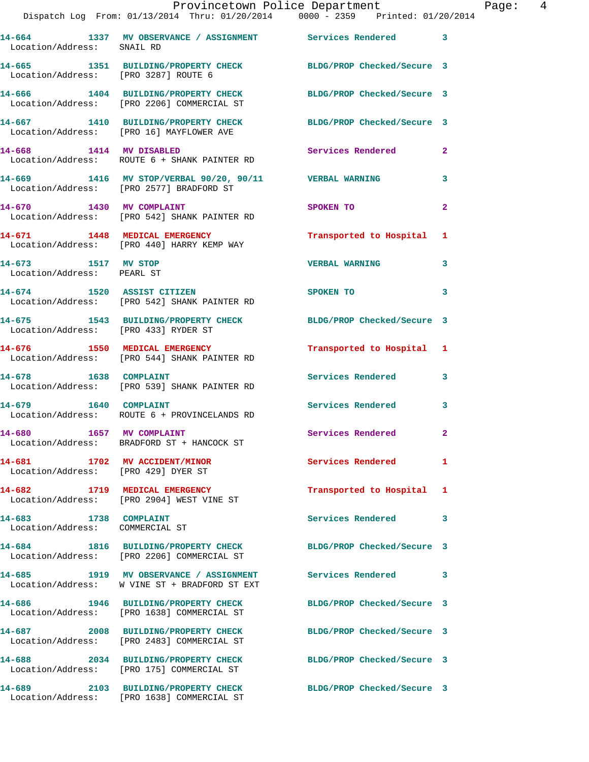14-664 1337 MV OBSERVANCE / ASSIGNMENT Services Rendered 3
Location/Address: SNAIL RD

14-665 1351 BUILDING/PROPERTY CHECK BLDG/PROP Checked/Secure 3
Location/Address: [PRO 3287] ROUTE 6

14-666 1404 BUILDING/PROPERTY CHECK BLDG/PROP Checked/Secure 3
Location/Address: [PRO 2206] COMMERCIAL ST

14-667 1410 BUILDING/PROPERTY CHECK BLDG/PROP Checked/Secure 3
Location/Address: [PRO 16] MAYFLOWER AVE

14-668 1414 MV DISABLED Services Rendered 2
Location/Address: ROUTE 6 + SHANK PAINTER RD

14-669 1416 MV STOP/VERBAL 90/20, 90/11 VERBAL WARNING 3
Location/Address: [PRO 2577] BRADFORD ST

14-670 1430 MV COMPLAINT SPOKEN TO 2
Location/Address: [PRO 542] SHANK PAINTER RD

14-671 1448 MEDICAL EMERGENCY Transported to Hospital 1
Location/Address: [PRO 440] HARRY KEMP WAY

14-673 1517 MV STOP VERBAL WARNING 3
Location/Address: PEARL ST

14-674 1520 ASSIST CITIZEN SPOKEN TO 3
Location/Address: [PRO 542] SHANK PAINTER RD

14-675 1543 BUILDING/PROPERTY CHECK BLDG/PROP Checked/Secure 3
Location/Address: [PRO 433] RYDER ST

14-676 1550 MEDICAL EMERGENCY Transported to Hospital 1
Location/Address: [PRO 544] SHANK PAINTER RD

14-678 1638 COMPLAINT Services Rendered 3
Location/Address: [PRO 539] SHANK PAINTER RD

14-679 1640 COMPLAINT Services Rendered 3
Location/Address: ROUTE 6 + PROVINCELANDS RD

14-680 1657 MV COMPLAINT Services Rendered 2
Location/Address: BRADFORD ST + HANCOCK ST

14-681 1702 MV ACCIDENT/MINOR Services Rendered 1
Location/Address: [PRO 429] DYER ST

14-682 1719 MEDICAL EMERGENCY Transported to Hospital 1
Location/Address: [PRO 2904] WEST VINE ST

14-683 1738 COMPLAINT Services Rendered 3
Location/Address: COMMERCIAL ST

14-684 1816 BUILDING/PROPERTY CHECK BLDG/PROP Checked/Secure 3
Location/Address: [PRO 2206] COMMERCIAL ST

14-685 1919 MV OBSERVANCE / ASSIGNMENT Services Rendered 3
Location/Address: W VINE ST + BRADFORD ST EXT

14-686 1946 BUILDING/PROPERTY CHECK BLDG/PROP Checked/Secure 3
Location/Address: [PRO 1638] COMMERCIAL ST

14-687 2008 BUILDING/PROPERTY CHECK BLDG/PROP Checked/Secure 3
Location/Address: [PRO 2483] COMMERCIAL ST

14-688 2034 BUILDING/PROPERTY CHECK BLDG/PROP Checked/Secure 3
Location/Address: [PRO 175] COMMERCIAL ST

14-689 2103 BUILDING/PROPERTY CHECK BLDG/PROP Checked/Secure 3
Location/Address: [PRO 1638] COMMERCIAL ST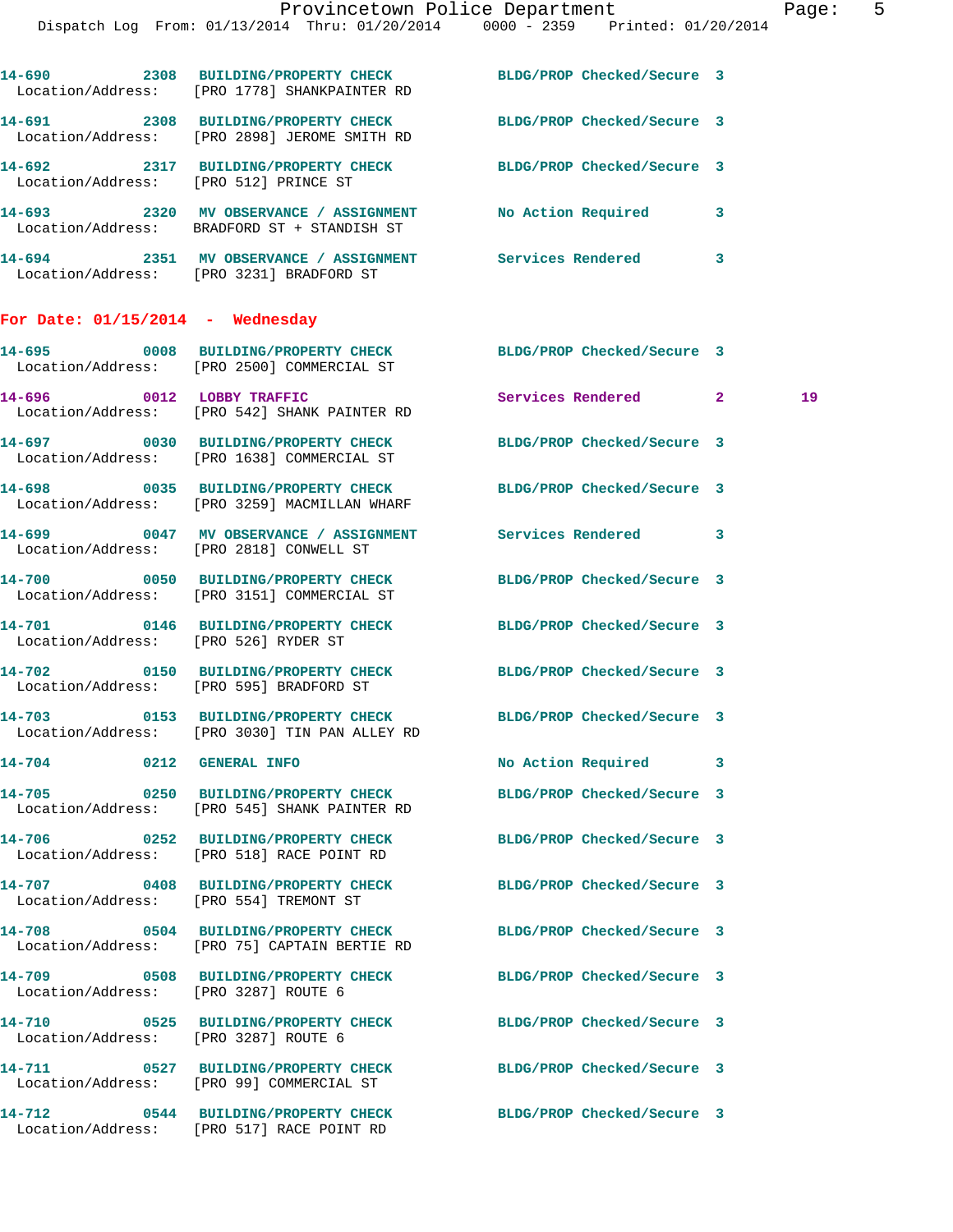14-690 2308 BUILDING/PROPERTY CHECK BLDG/PROP Checked/Secure 3
Location/Address: [PRO 1778] SHANKPAINTER RD

14-691 2308 BUILDING/PROPERTY CHECK BLDG/PROP Checked/Secure 3
Location/Address: [PRO 2898] JEROME SMITH RD

14-692 2317 BUILDING/PROPERTY CHECK BLDG/PROP Checked/Secure 3
Location/Address: [PRO 512] PRINCE ST

14-693 2320 MV OBSERVANCE / ASSIGNMENT No Action Required 3
Location/Address: BRADFORD ST + STANDISH ST

14-694 2351 MV OBSERVANCE / ASSIGNMENT Services Rendered 3
Location/Address: [PRO 3231] BRADFORD ST

## For Date: 01/15/2014 - Wednesday

14-695 0008 BUILDING/PROPERTY CHECK BLDG/PROP Checked/Secure 3
Location/Address: [PRO 2500] COMMERCIAL ST

14-696 0012 LOBBY TRAFFIC Services Rendered 2 19
Location/Address: [PRO 542] SHANK PAINTER RD

14-697 0030 BUILDING/PROPERTY CHECK BLDG/PROP Checked/Secure 3
Location/Address: [PRO 1638] COMMERCIAL ST

14-698 0035 BUILDING/PROPERTY CHECK BLDG/PROP Checked/Secure 3
Location/Address: [PRO 3259] MACMILLAN WHARF

14-699 0047 MV OBSERVANCE / ASSIGNMENT Services Rendered 3
Location/Address: [PRO 2818] CONWELL ST

14-700 0050 BUILDING/PROPERTY CHECK BLDG/PROP Checked/Secure 3
Location/Address: [PRO 3151] COMMERCIAL ST

14-701 0146 BUILDING/PROPERTY CHECK BLDG/PROP Checked/Secure 3
Location/Address: [PRO 526] RYDER ST

14-702 0150 BUILDING/PROPERTY CHECK BLDG/PROP Checked/Secure 3
Location/Address: [PRO 595] BRADFORD ST

14-703 0153 BUILDING/PROPERTY CHECK BLDG/PROP Checked/Secure 3
Location/Address: [PRO 3030] TIN PAN ALLEY RD

14-704 0212 GENERAL INFO No Action Required 3

14-705 0250 BUILDING/PROPERTY CHECK BLDG/PROP Checked/Secure 3
Location/Address: [PRO 545] SHANK PAINTER RD

14-706 0252 BUILDING/PROPERTY CHECK BLDG/PROP Checked/Secure 3
Location/Address: [PRO 518] RACE POINT RD

14-707 0408 BUILDING/PROPERTY CHECK BLDG/PROP Checked/Secure 3
Location/Address: [PRO 554] TREMONT ST

14-708 0504 BUILDING/PROPERTY CHECK BLDG/PROP Checked/Secure 3
Location/Address: [PRO 75] CAPTAIN BERTIE RD

14-709 0508 BUILDING/PROPERTY CHECK BLDG/PROP Checked/Secure 3
Location/Address: [PRO 3287] ROUTE 6

14-710 0525 BUILDING/PROPERTY CHECK BLDG/PROP Checked/Secure 3
Location/Address: [PRO 3287] ROUTE 6

14-711 0527 BUILDING/PROPERTY CHECK BLDG/PROP Checked/Secure 3
Location/Address: [PRO 99] COMMERCIAL ST

14-712 0544 BUILDING/PROPERTY CHECK BLDG/PROP Checked/Secure 3
Location/Address: [PRO 517] RACE POINT RD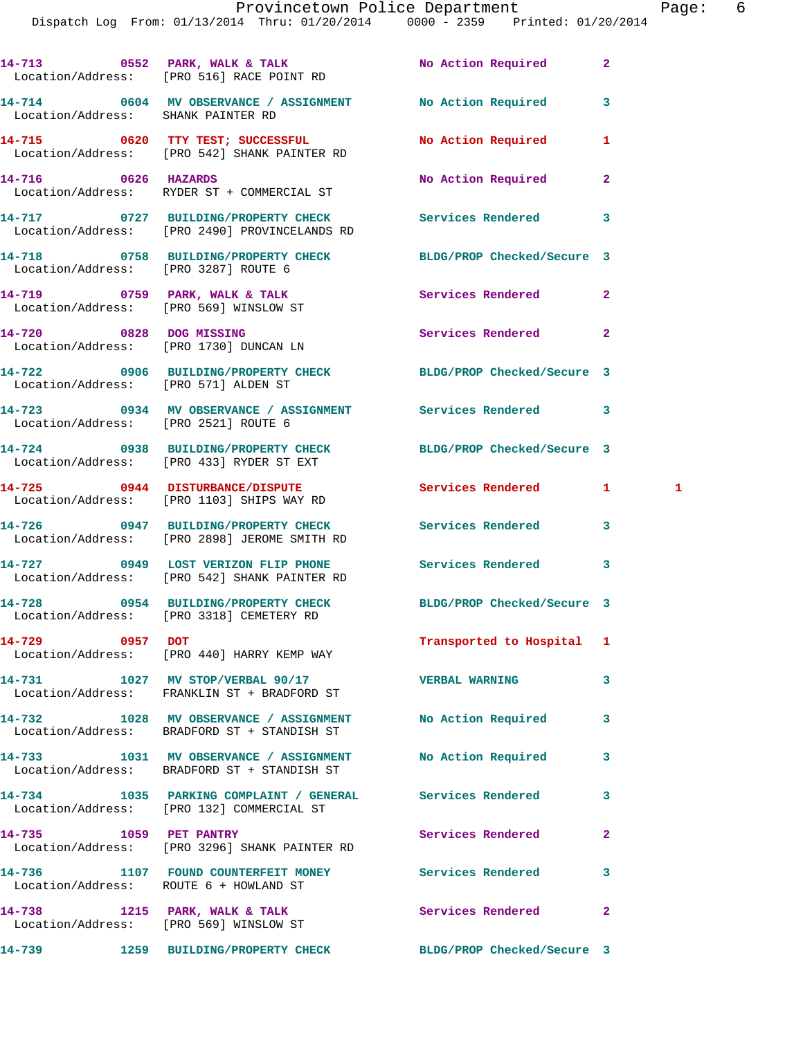| Call # | Time | Call Reason | Action | Priority | |
|---|---|---|---|---|---|
| 14-713 | 0552 | PARK, WALK & TALK | No Action Required | 2 | |
| Location/Address: [PRO 516] RACE POINT RD | | | | | |
| 14-714 | 0604 | MV OBSERVANCE / ASSIGNMENT | No Action Required | 3 | |
| Location/Address: SHANK PAINTER RD | | | | | |
| 14-715 | 0620 | TTY TEST; SUCCESSFUL | No Action Required | 1 | |
| Location/Address: [PRO 542] SHANK PAINTER RD | | | | | |
| 14-716 | 0626 | HAZARDS | No Action Required | 2 | |
| Location/Address: RYDER ST + COMMERCIAL ST | | | | | |
| 14-717 | 0727 | BUILDING/PROPERTY CHECK | Services Rendered | 3 | |
| Location/Address: [PRO 2490] PROVINCELANDS RD | | | | | |
| 14-718 | 0758 | BUILDING/PROPERTY CHECK | BLDG/PROP Checked/Secure | 3 | |
| Location/Address: [PRO 3287] ROUTE 6 | | | | | |
| 14-719 | 0759 | PARK, WALK & TALK | Services Rendered | 2 | |
| Location/Address: [PRO 569] WINSLOW ST | | | | | |
| 14-720 | 0828 | DOG MISSING | Services Rendered | 2 | |
| Location/Address: [PRO 1730] DUNCAN LN | | | | | |
| 14-722 | 0906 | BUILDING/PROPERTY CHECK | BLDG/PROP Checked/Secure | 3 | |
| Location/Address: [PRO 571] ALDEN ST | | | | | |
| 14-723 | 0934 | MV OBSERVANCE / ASSIGNMENT | Services Rendered | 3 | |
| Location/Address: [PRO 2521] ROUTE 6 | | | | | |
| 14-724 | 0938 | BUILDING/PROPERTY CHECK | BLDG/PROP Checked/Secure | 3 | |
| Location/Address: [PRO 433] RYDER ST EXT | | | | | |
| 14-725 | 0944 | DISTURBANCE/DISPUTE | Services Rendered | 1 | 1 |
| Location/Address: [PRO 1103] SHIPS WAY RD | | | | | |
| 14-726 | 0947 | BUILDING/PROPERTY CHECK | Services Rendered | 3 | |
| Location/Address: [PRO 2898] JEROME SMITH RD | | | | | |
| 14-727 | 0949 | LOST VERIZON FLIP PHONE | Services Rendered | 3 | |
| Location/Address: [PRO 542] SHANK PAINTER RD | | | | | |
| 14-728 | 0954 | BUILDING/PROPERTY CHECK | BLDG/PROP Checked/Secure | 3 | |
| Location/Address: [PRO 3318] CEMETERY RD | | | | | |
| 14-729 | 0957 | DOT | Transported to Hospital | 1 | |
| Location/Address: [PRO 440] HARRY KEMP WAY | | | | | |
| 14-731 | 1027 | MV STOP/VERBAL 90/17 | VERBAL WARNING | 3 | |
| Location/Address: FRANKLIN ST + BRADFORD ST | | | | | |
| 14-732 | 1028 | MV OBSERVANCE / ASSIGNMENT | No Action Required | 3 | |
| Location/Address: BRADFORD ST + STANDISH ST | | | | | |
| 14-733 | 1031 | MV OBSERVANCE / ASSIGNMENT | No Action Required | 3 | |
| Location/Address: BRADFORD ST + STANDISH ST | | | | | |
| 14-734 | 1035 | PARKING COMPLAINT / GENERAL | Services Rendered | 3 | |
| Location/Address: [PRO 132] COMMERCIAL ST | | | | | |
| 14-735 | 1059 | PET PANTRY | Services Rendered | 2 | |
| Location/Address: [PRO 3296] SHANK PAINTER RD | | | | | |
| 14-736 | 1107 | FOUND COUNTERFEIT MONEY | Services Rendered | 3 | |
| Location/Address: ROUTE 6 + HOWLAND ST | | | | | |
| 14-738 | 1215 | PARK, WALK & TALK | Services Rendered | 2 | |
| Location/Address: [PRO 569] WINSLOW ST | | | | | |
| 14-739 | 1259 | BUILDING/PROPERTY CHECK | BLDG/PROP Checked/Secure | 3 | |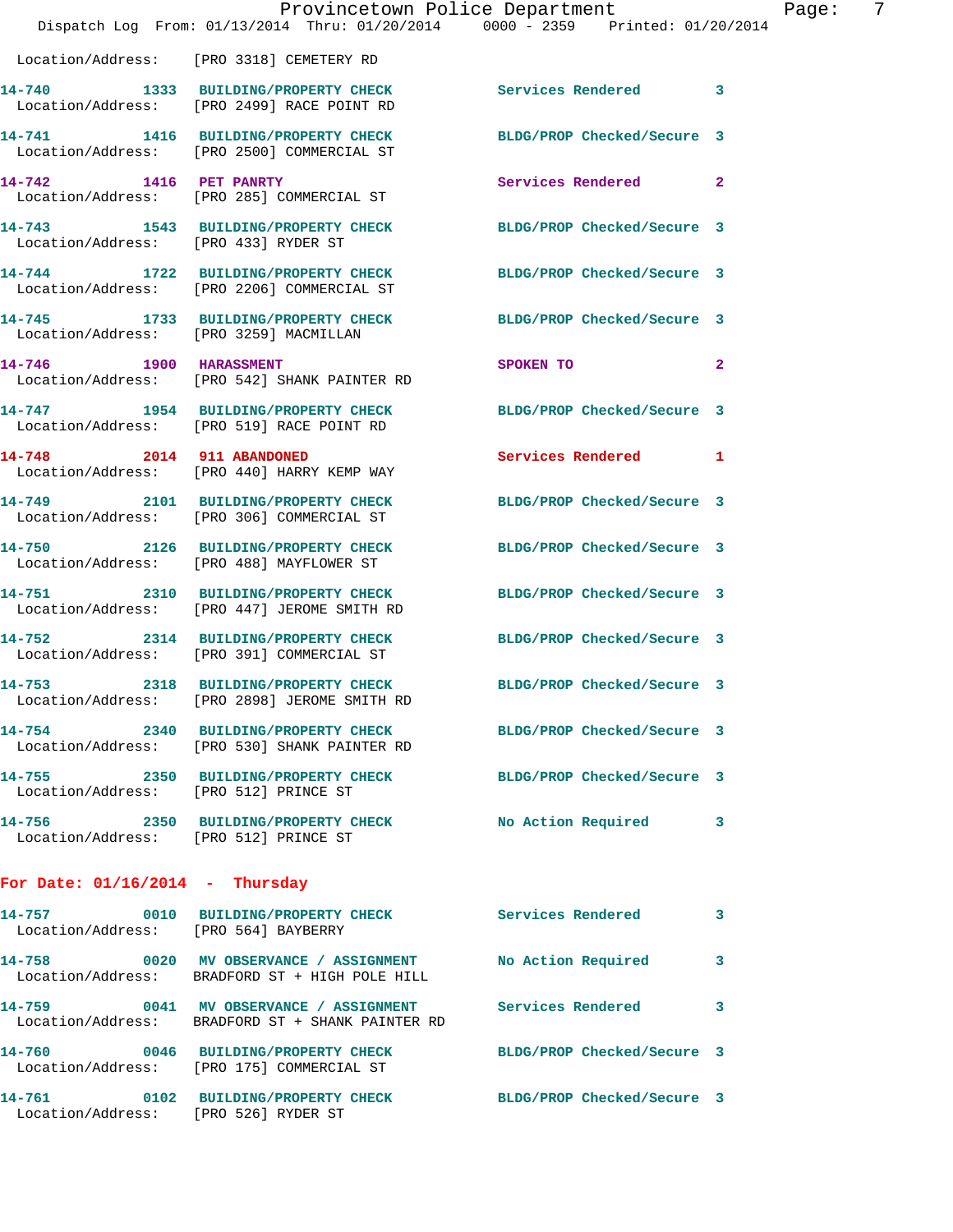Location/Address: [PRO 3318] CEMETERY RD

**14-740** 1333 **BUILDING/PROPERTY CHECK** Services Rendered 3
Location/Address: [PRO 2499] RACE POINT RD

**14-741** 1416 **BUILDING/PROPERTY CHECK** BLDG/PROP Checked/Secure 3
Location/Address: [PRO 2500] COMMERCIAL ST

**14-742** 1416 **PET PANRTY** Services Rendered 2
Location/Address: [PRO 285] COMMERCIAL ST

**14-743** 1543 **BUILDING/PROPERTY CHECK** BLDG/PROP Checked/Secure 3
Location/Address: [PRO 433] RYDER ST

**14-744** 1722 **BUILDING/PROPERTY CHECK** BLDG/PROP Checked/Secure 3
Location/Address: [PRO 2206] COMMERCIAL ST

**14-745** 1733 **BUILDING/PROPERTY CHECK** BLDG/PROP Checked/Secure 3
Location/Address: [PRO 3259] MACMILLAN

**14-746** 1900 **HARASSMENT** SPOKEN TO 2
Location/Address: [PRO 542] SHANK PAINTER RD

**14-747** 1954 **BUILDING/PROPERTY CHECK** BLDG/PROP Checked/Secure 3
Location/Address: [PRO 519] RACE POINT RD

**14-748** 2014 **911 ABANDONED** Services Rendered 1
Location/Address: [PRO 440] HARRY KEMP WAY

**14-749** 2101 **BUILDING/PROPERTY CHECK** BLDG/PROP Checked/Secure 3
Location/Address: [PRO 306] COMMERCIAL ST

**14-750** 2126 **BUILDING/PROPERTY CHECK** BLDG/PROP Checked/Secure 3
Location/Address: [PRO 488] MAYFLOWER ST

**14-751** 2310 **BUILDING/PROPERTY CHECK** BLDG/PROP Checked/Secure 3
Location/Address: [PRO 447] JEROME SMITH RD

**14-752** 2314 **BUILDING/PROPERTY CHECK** BLDG/PROP Checked/Secure 3
Location/Address: [PRO 391] COMMERCIAL ST

**14-753** 2318 **BUILDING/PROPERTY CHECK** BLDG/PROP Checked/Secure 3
Location/Address: [PRO 2898] JEROME SMITH RD

**14-754** 2340 **BUILDING/PROPERTY CHECK** BLDG/PROP Checked/Secure 3
Location/Address: [PRO 530] SHANK PAINTER RD

**14-755** 2350 **BUILDING/PROPERTY CHECK** BLDG/PROP Checked/Secure 3
Location/Address: [PRO 512] PRINCE ST

**14-756** 2350 **BUILDING/PROPERTY CHECK** No Action Required 3
Location/Address: [PRO 512] PRINCE ST

## For Date: 01/16/2014 - Thursday

**14-757** 0010 **BUILDING/PROPERTY CHECK** Services Rendered 3
Location/Address: [PRO 564] BAYBERRY

**14-758** 0020 **MV OBSERVANCE / ASSIGNMENT** No Action Required 3
Location/Address: BRADFORD ST + HIGH POLE HILL

**14-759** 0041 **MV OBSERVANCE / ASSIGNMENT** Services Rendered 3
Location/Address: BRADFORD ST + SHANK PAINTER RD

**14-760** 0046 **BUILDING/PROPERTY CHECK** BLDG/PROP Checked/Secure 3
Location/Address: [PRO 175] COMMERCIAL ST

**14-761** 0102 **BUILDING/PROPERTY CHECK** BLDG/PROP Checked/Secure 3
Location/Address: [PRO 526] RYDER ST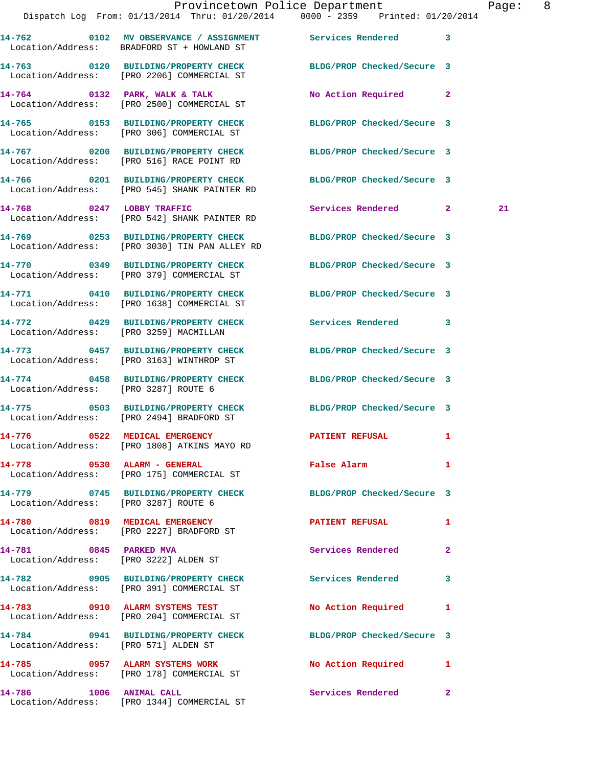| Call # | Time | Call Type | Disposition | Priority | |
|---|---|---|---|---|---|
| 14-762 | 0102 | MV OBSERVANCE / ASSIGNMENT | Services Rendered | 3 | |
| Location/Address: | | BRADFORD ST + HOWLAND ST | | | |
| 14-763 | 0120 | BUILDING/PROPERTY CHECK | BLDG/PROP Checked/Secure | 3 | |
| Location/Address: | | [PRO 2206] COMMERCIAL ST | | | |
| 14-764 | 0132 | PARK, WALK & TALK | No Action Required | 2 | |
| Location/Address: | | [PRO 2500] COMMERCIAL ST | | | |
| 14-765 | 0153 | BUILDING/PROPERTY CHECK | BLDG/PROP Checked/Secure | 3 | |
| Location/Address: | | [PRO 306] COMMERCIAL ST | | | |
| 14-767 | 0200 | BUILDING/PROPERTY CHECK | BLDG/PROP Checked/Secure | 3 | |
| Location/Address: | | [PRO 516] RACE POINT RD | | | |
| 14-766 | 0201 | BUILDING/PROPERTY CHECK | BLDG/PROP Checked/Secure | 3 | |
| Location/Address: | | [PRO 545] SHANK PAINTER RD | | | |
| 14-768 | 0247 | LOBBY TRAFFIC | Services Rendered | 2 | 21 |
| Location/Address: | | [PRO 542] SHANK PAINTER RD | | | |
| 14-769 | 0253 | BUILDING/PROPERTY CHECK | BLDG/PROP Checked/Secure | 3 | |
| Location/Address: | | [PRO 3030] TIN PAN ALLEY RD | | | |
| 14-770 | 0349 | BUILDING/PROPERTY CHECK | BLDG/PROP Checked/Secure | 3 | |
| Location/Address: | | [PRO 379] COMMERCIAL ST | | | |
| 14-771 | 0410 | BUILDING/PROPERTY CHECK | BLDG/PROP Checked/Secure | 3 | |
| Location/Address: | | [PRO 1638] COMMERCIAL ST | | | |
| 14-772 | 0429 | BUILDING/PROPERTY CHECK | Services Rendered | 3 | |
| Location/Address: | | [PRO 3259] MACMILLAN | | | |
| 14-773 | 0457 | BUILDING/PROPERTY CHECK | BLDG/PROP Checked/Secure | 3 | |
| Location/Address: | | [PRO 3163] WINTHROP ST | | | |
| 14-774 | 0458 | BUILDING/PROPERTY CHECK | BLDG/PROP Checked/Secure | 3 | |
| Location/Address: | | [PRO 3287] ROUTE 6 | | | |
| 14-775 | 0503 | BUILDING/PROPERTY CHECK | BLDG/PROP Checked/Secure | 3 | |
| Location/Address: | | [PRO 2494] BRADFORD ST | | | |
| 14-776 | 0522 | MEDICAL EMERGENCY | PATIENT REFUSAL | 1 | |
| Location/Address: | | [PRO 1808] ATKINS MAYO RD | | | |
| 14-778 | 0530 | ALARM - GENERAL | False Alarm | 1 | |
| Location/Address: | | [PRO 175] COMMERCIAL ST | | | |
| 14-779 | 0745 | BUILDING/PROPERTY CHECK | BLDG/PROP Checked/Secure | 3 | |
| Location/Address: | | [PRO 3287] ROUTE 6 | | | |
| 14-780 | 0819 | MEDICAL EMERGENCY | PATIENT REFUSAL | 1 | |
| Location/Address: | | [PRO 2227] BRADFORD ST | | | |
| 14-781 | 0845 | PARKED MVA | Services Rendered | 2 | |
| Location/Address: | | [PRO 3222] ALDEN ST | | | |
| 14-782 | 0905 | BUILDING/PROPERTY CHECK | Services Rendered | 3 | |
| Location/Address: | | [PRO 391] COMMERCIAL ST | | | |
| 14-783 | 0910 | ALARM SYSTEMS TEST | No Action Required | 1 | |
| Location/Address: | | [PRO 204] COMMERCIAL ST | | | |
| 14-784 | 0941 | BUILDING/PROPERTY CHECK | BLDG/PROP Checked/Secure | 3 | |
| Location/Address: | | [PRO 571] ALDEN ST | | | |
| 14-785 | 0957 | ALARM SYSTEMS WORK | No Action Required | 1 | |
| Location/Address: | | [PRO 178] COMMERCIAL ST | | | |
| 14-786 | 1006 | ANIMAL CALL | Services Rendered | 2 | |
| Location/Address: | | [PRO 1344] COMMERCIAL ST | | | |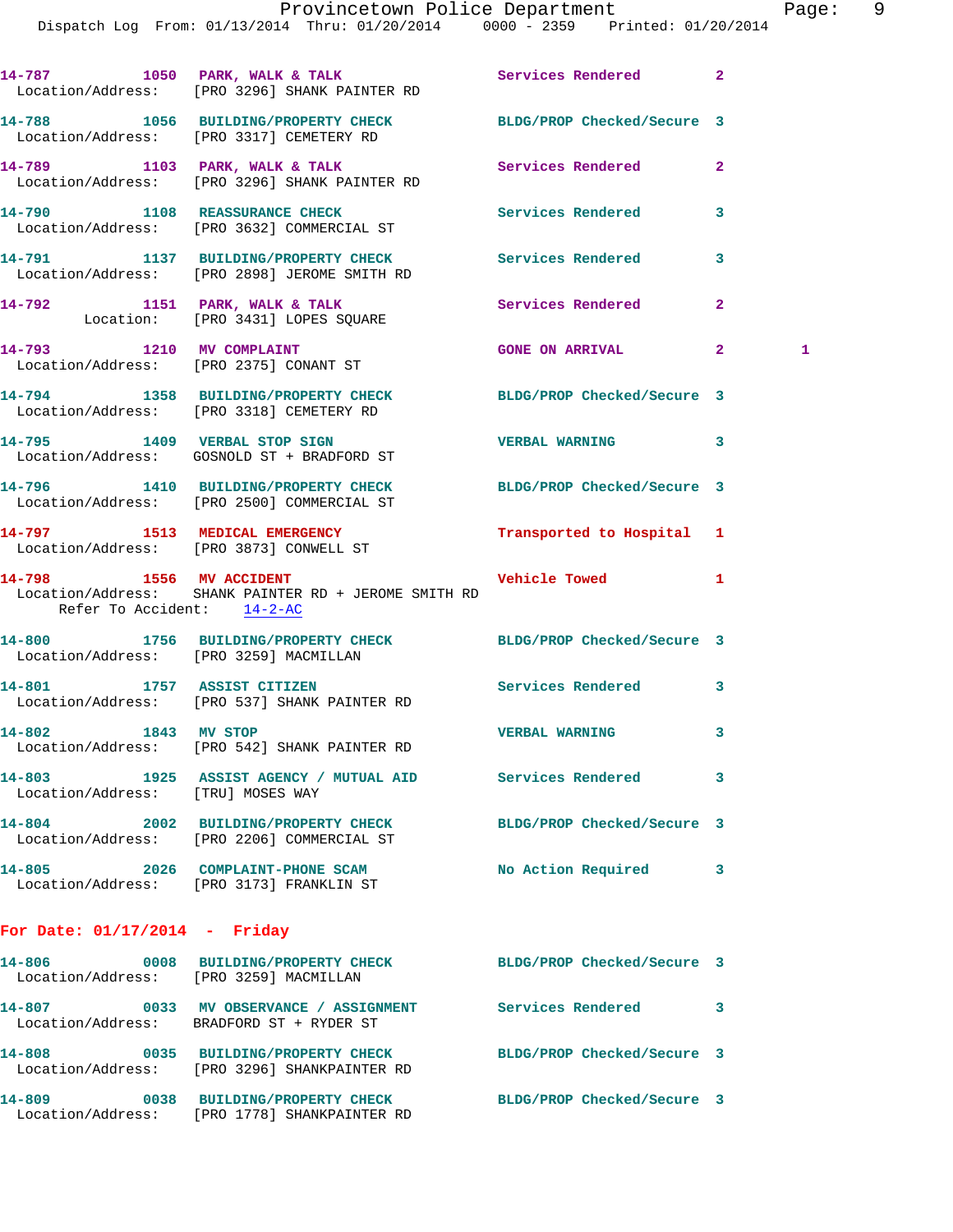14-787 1050 PARK, WALK & TALK Services Rendered 2
Location/Address: [PRO 3296] SHANK PAINTER RD

14-788 1056 BUILDING/PROPERTY CHECK BLDG/PROP Checked/Secure 3
Location/Address: [PRO 3317] CEMETERY RD

14-789 1103 PARK, WALK & TALK Services Rendered 2
Location/Address: [PRO 3296] SHANK PAINTER RD

14-790 1108 REASSURANCE CHECK Services Rendered 3
Location/Address: [PRO 3632] COMMERCIAL ST

14-791 1137 BUILDING/PROPERTY CHECK Services Rendered 3
Location/Address: [PRO 2898] JEROME SMITH RD

14-792 1151 PARK, WALK & TALK Services Rendered 2
Location: [PRO 3431] LOPES SQUARE

14-793 1210 MV COMPLAINT GONE ON ARRIVAL 2 1
Location/Address: [PRO 2375] CONANT ST

14-794 1358 BUILDING/PROPERTY CHECK BLDG/PROP Checked/Secure 3
Location/Address: [PRO 3318] CEMETERY RD

14-795 1409 VERBAL STOP SIGN VERBAL WARNING 3
Location/Address: GOSNOLD ST + BRADFORD ST

14-796 1410 BUILDING/PROPERTY CHECK BLDG/PROP Checked/Secure 3
Location/Address: [PRO 2500] COMMERCIAL ST

14-797 1513 MEDICAL EMERGENCY Transported to Hospital 1
Location/Address: [PRO 3873] CONWELL ST

14-798 1556 MV ACCIDENT Vehicle Towed 1
Location/Address: SHANK PAINTER RD + JEROME SMITH RD
Refer To Accident: 14-2-AC

14-800 1756 BUILDING/PROPERTY CHECK BLDG/PROP Checked/Secure 3
Location/Address: [PRO 3259] MACMILLAN

14-801 1757 ASSIST CITIZEN Services Rendered 3
Location/Address: [PRO 537] SHANK PAINTER RD

14-802 1843 MV STOP VERBAL WARNING 3
Location/Address: [PRO 542] SHANK PAINTER RD

14-803 1925 ASSIST AGENCY / MUTUAL AID Services Rendered 3
Location/Address: [TRU] MOSES WAY

14-804 2002 BUILDING/PROPERTY CHECK BLDG/PROP Checked/Secure 3
Location/Address: [PRO 2206] COMMERCIAL ST

14-805 2026 COMPLAINT-PHONE SCAM No Action Required 3
Location/Address: [PRO 3173] FRANKLIN ST

**For Date: 01/17/2014 - Friday**

14-806 0008 BUILDING/PROPERTY CHECK BLDG/PROP Checked/Secure 3
Location/Address: [PRO 3259] MACMILLAN

14-807 0033 MV OBSERVANCE / ASSIGNMENT Services Rendered 3
Location/Address: BRADFORD ST + RYDER ST

14-808 0035 BUILDING/PROPERTY CHECK BLDG/PROP Checked/Secure 3
Location/Address: [PRO 3296] SHANKPAINTER RD

14-809 0038 BUILDING/PROPERTY CHECK BLDG/PROP Checked/Secure 3
Location/Address: [PRO 1778] SHANKPAINTER RD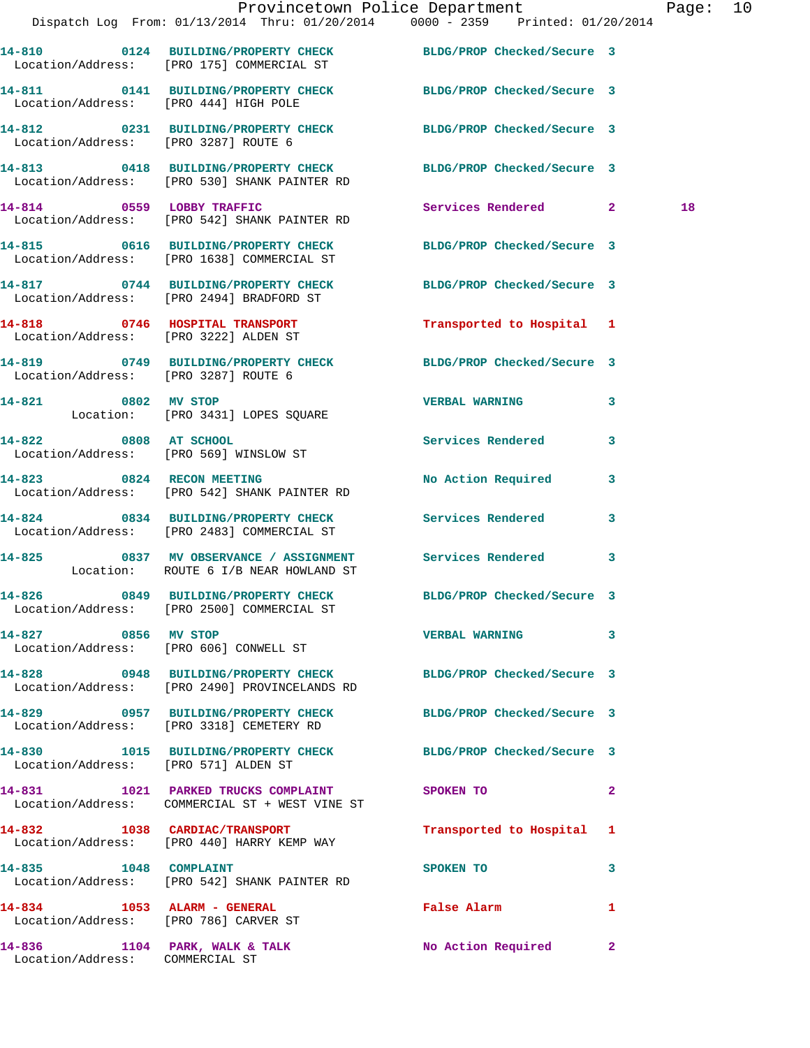14-810 0124 BUILDING/PROPERTY CHECK BLDG/PROP Checked/Secure 3
Location/Address: [PRO 175] COMMERCIAL ST

14-811 0141 BUILDING/PROPERTY CHECK BLDG/PROP Checked/Secure 3
Location/Address: [PRO 444] HIGH POLE

14-812 0231 BUILDING/PROPERTY CHECK BLDG/PROP Checked/Secure 3
Location/Address: [PRO 3287] ROUTE 6

14-813 0418 BUILDING/PROPERTY CHECK BLDG/PROP Checked/Secure 3
Location/Address: [PRO 530] SHANK PAINTER RD

14-814 0559 LOBBY TRAFFIC Services Rendered 2 18
Location/Address: [PRO 542] SHANK PAINTER RD

14-815 0616 BUILDING/PROPERTY CHECK BLDG/PROP Checked/Secure 3
Location/Address: [PRO 1638] COMMERCIAL ST

14-817 0744 BUILDING/PROPERTY CHECK BLDG/PROP Checked/Secure 3
Location/Address: [PRO 2494] BRADFORD ST

14-818 0746 HOSPITAL TRANSPORT Transported to Hospital 1
Location/Address: [PRO 3222] ALDEN ST

14-819 0749 BUILDING/PROPERTY CHECK BLDG/PROP Checked/Secure 3
Location/Address: [PRO 3287] ROUTE 6

14-821 0802 MV STOP VERBAL WARNING 3
Location: [PRO 3431] LOPES SQUARE

14-822 0808 AT SCHOOL Services Rendered 3
Location/Address: [PRO 569] WINSLOW ST

14-823 0824 RECON MEETING No Action Required 3
Location/Address: [PRO 542] SHANK PAINTER RD

14-824 0834 BUILDING/PROPERTY CHECK Services Rendered 3
Location/Address: [PRO 2483] COMMERCIAL ST

14-825 0837 MV OBSERVANCE / ASSIGNMENT Services Rendered 3
Location: ROUTE 6 I/B NEAR HOWLAND ST

14-826 0849 BUILDING/PROPERTY CHECK BLDG/PROP Checked/Secure 3
Location/Address: [PRO 2500] COMMERCIAL ST

14-827 0856 MV STOP VERBAL WARNING 3
Location/Address: [PRO 606] CONWELL ST

14-828 0948 BUILDING/PROPERTY CHECK BLDG/PROP Checked/Secure 3
Location/Address: [PRO 2490] PROVINCELANDS RD

14-829 0957 BUILDING/PROPERTY CHECK BLDG/PROP Checked/Secure 3
Location/Address: [PRO 3318] CEMETERY RD

14-830 1015 BUILDING/PROPERTY CHECK BLDG/PROP Checked/Secure 3
Location/Address: [PRO 571] ALDEN ST

14-831 1021 PARKED TRUCKS COMPLAINT SPOKEN TO 2
Location/Address: COMMERCIAL ST + WEST VINE ST

14-832 1038 CARDIAC/TRANSPORT Transported to Hospital 1
Location/Address: [PRO 440] HARRY KEMP WAY

14-835 1048 COMPLAINT SPOKEN TO 3
Location/Address: [PRO 542] SHANK PAINTER RD

14-834 1053 ALARM - GENERAL False Alarm 1
Location/Address: [PRO 786] CARVER ST

14-836 1104 PARK, WALK & TALK No Action Required 2
Location/Address: COMMERCIAL ST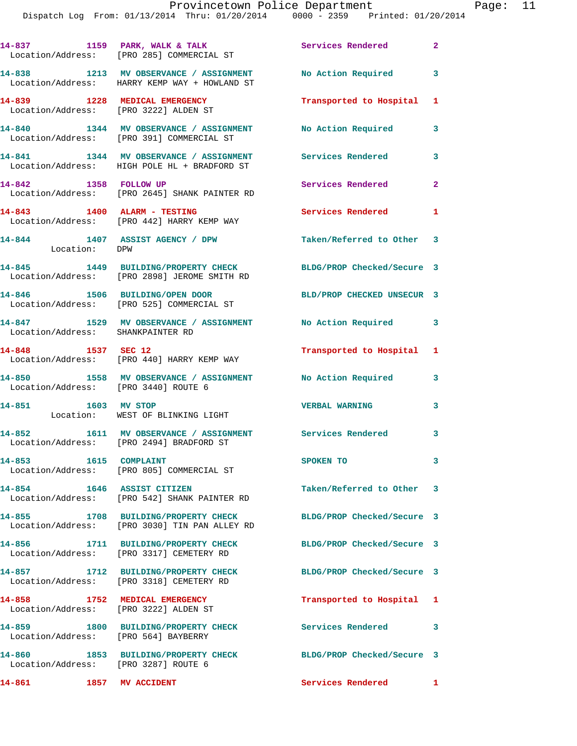14-837 1159 PARK, WALK & TALK Services Rendered 2
Location/Address: [PRO 285] COMMERCIAL ST

14-838 1213 MV OBSERVANCE / ASSIGNMENT No Action Required 3
Location/Address: HARRY KEMP WAY + HOWLAND ST

14-839 1228 MEDICAL EMERGENCY Transported to Hospital 1
Location/Address: [PRO 3222] ALDEN ST

14-840 1344 MV OBSERVANCE / ASSIGNMENT No Action Required 3
Location/Address: [PRO 391] COMMERCIAL ST

14-841 1344 MV OBSERVANCE / ASSIGNMENT Services Rendered 3
Location/Address: HIGH POLE HL + BRADFORD ST

14-842 1358 FOLLOW UP Services Rendered 2
Location/Address: [PRO 2645] SHANK PAINTER RD

14-843 1400 ALARM - TESTING Services Rendered 1
Location/Address: [PRO 442] HARRY KEMP WAY

14-844 1407 ASSIST AGENCY / DPW Taken/Referred to Other 3
Location: DPW

14-845 1449 BUILDING/PROPERTY CHECK BLDG/PROP Checked/Secure 3
Location/Address: [PRO 2898] JEROME SMITH RD

14-846 1506 BUILDING/OPEN DOOR BLD/PROP CHECKED UNSECUR 3
Location/Address: [PRO 525] COMMERCIAL ST

14-847 1529 MV OBSERVANCE / ASSIGNMENT No Action Required 3
Location/Address: SHANKPAINTER RD

14-848 1537 SEC 12 Transported to Hospital 1
Location/Address: [PRO 440] HARRY KEMP WAY

14-850 1558 MV OBSERVANCE / ASSIGNMENT No Action Required 3
Location/Address: [PRO 3440] ROUTE 6

14-851 1603 MV STOP VERBAL WARNING 3
Location: WEST OF BLINKING LIGHT

14-852 1611 MV OBSERVANCE / ASSIGNMENT Services Rendered 3
Location/Address: [PRO 2494] BRADFORD ST

14-853 1615 COMPLAINT SPOKEN TO 3
Location/Address: [PRO 805] COMMERCIAL ST

14-854 1646 ASSIST CITIZEN Taken/Referred to Other 3
Location/Address: [PRO 542] SHANK PAINTER RD

14-855 1708 BUILDING/PROPERTY CHECK BLDG/PROP Checked/Secure 3
Location/Address: [PRO 3030] TIN PAN ALLEY RD

14-856 1711 BUILDING/PROPERTY CHECK BLDG/PROP Checked/Secure 3
Location/Address: [PRO 3317] CEMETERY RD

14-857 1712 BUILDING/PROPERTY CHECK BLDG/PROP Checked/Secure 3
Location/Address: [PRO 3318] CEMETERY RD

14-858 1752 MEDICAL EMERGENCY Transported to Hospital 1
Location/Address: [PRO 3222] ALDEN ST

14-859 1800 BUILDING/PROPERTY CHECK Services Rendered 3
Location/Address: [PRO 564] BAYBERRY

14-860 1853 BUILDING/PROPERTY CHECK BLDG/PROP Checked/Secure 3
Location/Address: [PRO 3287] ROUTE 6

14-861 1857 MV ACCIDENT Services Rendered 1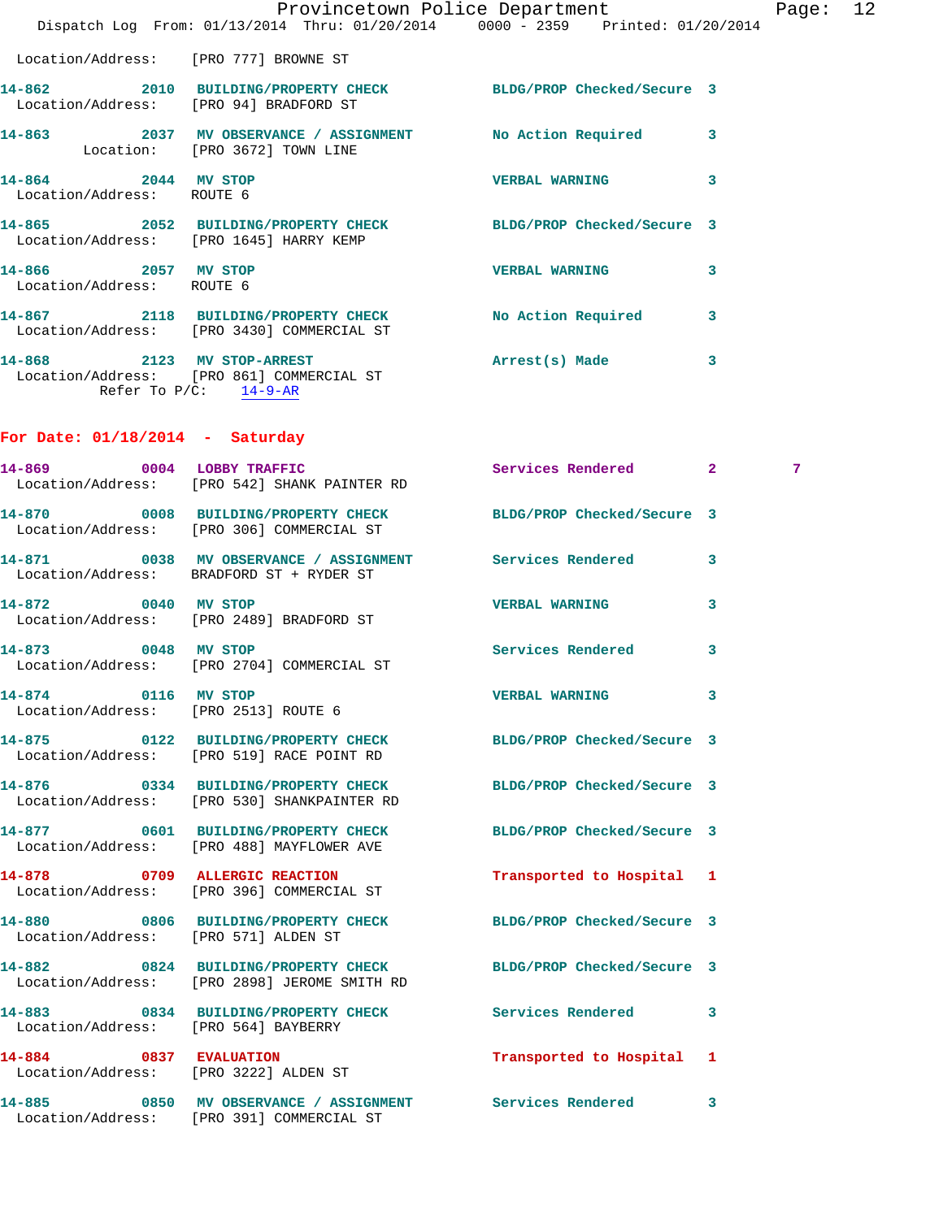Location/Address: [PRO 777] BROWNE ST

**14-862** 2010 **BUILDING/PROPERTY CHECK** BLDG/PROP Checked/Secure 3
Location/Address: [PRO 94] BRADFORD ST

**14-863** 2037 **MV OBSERVANCE / ASSIGNMENT** No Action Required 3
Location: [PRO 3672] TOWN LINE

**14-864** 2044 **MV STOP** VERBAL WARNING 3
Location/Address: ROUTE 6

**14-865** 2052 **BUILDING/PROPERTY CHECK** BLDG/PROP Checked/Secure 3
Location/Address: [PRO 1645] HARRY KEMP

**14-866** 2057 **MV STOP** VERBAL WARNING 3
Location/Address: ROUTE 6

**14-867** 2118 **BUILDING/PROPERTY CHECK** No Action Required 3
Location/Address: [PRO 3430] COMMERCIAL ST

**14-868** 2123 **MV STOP-ARREST** Arrest(s) Made 3
Location/Address: [PRO 861] COMMERCIAL ST
Refer To P/C: 14-9-AR

## For Date: 01/18/2014 - Saturday

**14-869** 0004 **LOBBY TRAFFIC** Services Rendered 2 7
Location/Address: [PRO 542] SHANK PAINTER RD

**14-870** 0008 **BUILDING/PROPERTY CHECK** BLDG/PROP Checked/Secure 3
Location/Address: [PRO 306] COMMERCIAL ST

**14-871** 0038 **MV OBSERVANCE / ASSIGNMENT** Services Rendered 3
Location/Address: BRADFORD ST + RYDER ST

**14-872** 0040 **MV STOP** VERBAL WARNING 3
Location/Address: [PRO 2489] BRADFORD ST

**14-873** 0048 **MV STOP** Services Rendered 3
Location/Address: [PRO 2704] COMMERCIAL ST

**14-874** 0116 **MV STOP** VERBAL WARNING 3
Location/Address: [PRO 2513] ROUTE 6

**14-875** 0122 **BUILDING/PROPERTY CHECK** BLDG/PROP Checked/Secure 3
Location/Address: [PRO 519] RACE POINT RD

**14-876** 0334 **BUILDING/PROPERTY CHECK** BLDG/PROP Checked/Secure 3
Location/Address: [PRO 530] SHANKPAINTER RD

**14-877** 0601 **BUILDING/PROPERTY CHECK** BLDG/PROP Checked/Secure 3
Location/Address: [PRO 488] MAYFLOWER AVE

**14-878** 0709 **ALLERGIC REACTION** Transported to Hospital 1
Location/Address: [PRO 396] COMMERCIAL ST

**14-880** 0806 **BUILDING/PROPERTY CHECK** BLDG/PROP Checked/Secure 3
Location/Address: [PRO 571] ALDEN ST

**14-882** 0824 **BUILDING/PROPERTY CHECK** BLDG/PROP Checked/Secure 3
Location/Address: [PRO 2898] JEROME SMITH RD

**14-883** 0834 **BUILDING/PROPERTY CHECK** Services Rendered 3
Location/Address: [PRO 564] BAYBERRY

**14-884** 0837 **EVALUATION** Transported to Hospital 1
Location/Address: [PRO 3222] ALDEN ST

**14-885** 0850 **MV OBSERVANCE / ASSIGNMENT** Services Rendered 3
Location/Address: [PRO 391] COMMERCIAL ST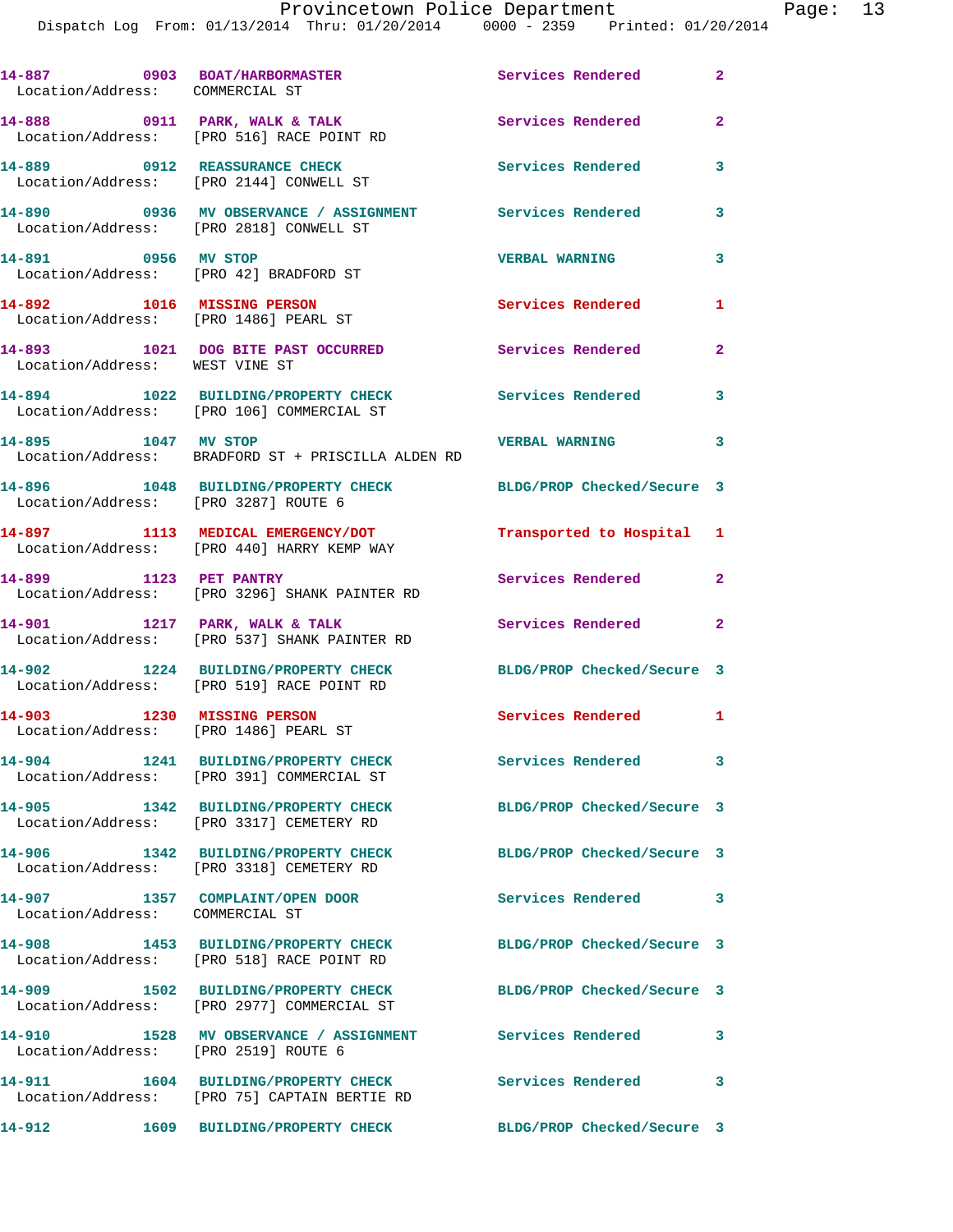| Call # | Time | Call Type | Disposition | Priority |
| --- | --- | --- | --- | --- |
| 14-887 | 0903 | BOAT/HARBORMASTER | Services Rendered | 2 |
| Location/Address: COMMERCIAL ST | | | | |
| 14-888 | 0911 | PARK, WALK & TALK | Services Rendered | 2 |
| Location/Address: [PRO 516] RACE POINT RD | | | | |
| 14-889 | 0912 | REASSURANCE CHECK | Services Rendered | 3 |
| Location/Address: [PRO 2144] CONWELL ST | | | | |
| 14-890 | 0936 | MV OBSERVANCE / ASSIGNMENT | Services Rendered | 3 |
| Location/Address: [PRO 2818] CONWELL ST | | | | |
| 14-891 | 0956 | MV STOP | VERBAL WARNING | 3 |
| Location/Address: [PRO 42] BRADFORD ST | | | | |
| 14-892 | 1016 | MISSING PERSON | Services Rendered | 1 |
| Location/Address: [PRO 1486] PEARL ST | | | | |
| 14-893 | 1021 | DOG BITE PAST OCCURRED | Services Rendered | 2 |
| Location/Address: WEST VINE ST | | | | |
| 14-894 | 1022 | BUILDING/PROPERTY CHECK | Services Rendered | 3 |
| Location/Address: [PRO 106] COMMERCIAL ST | | | | |
| 14-895 | 1047 | MV STOP | VERBAL WARNING | 3 |
| Location/Address: BRADFORD ST + PRISCILLA ALDEN RD | | | | |
| 14-896 | 1048 | BUILDING/PROPERTY CHECK | BLDG/PROP Checked/Secure | 3 |
| Location/Address: [PRO 3287] ROUTE 6 | | | | |
| 14-897 | 1113 | MEDICAL EMERGENCY/DOT | Transported to Hospital | 1 |
| Location/Address: [PRO 440] HARRY KEMP WAY | | | | |
| 14-899 | 1123 | PET PANTRY | Services Rendered | 2 |
| Location/Address: [PRO 3296] SHANK PAINTER RD | | | | |
| 14-901 | 1217 | PARK, WALK & TALK | Services Rendered | 2 |
| Location/Address: [PRO 537] SHANK PAINTER RD | | | | |
| 14-902 | 1224 | BUILDING/PROPERTY CHECK | BLDG/PROP Checked/Secure | 3 |
| Location/Address: [PRO 519] RACE POINT RD | | | | |
| 14-903 | 1230 | MISSING PERSON | Services Rendered | 1 |
| Location/Address: [PRO 1486] PEARL ST | | | | |
| 14-904 | 1241 | BUILDING/PROPERTY CHECK | Services Rendered | 3 |
| Location/Address: [PRO 391] COMMERCIAL ST | | | | |
| 14-905 | 1342 | BUILDING/PROPERTY CHECK | BLDG/PROP Checked/Secure | 3 |
| Location/Address: [PRO 3317] CEMETERY RD | | | | |
| 14-906 | 1342 | BUILDING/PROPERTY CHECK | BLDG/PROP Checked/Secure | 3 |
| Location/Address: [PRO 3318] CEMETERY RD | | | | |
| 14-907 | 1357 | COMPLAINT/OPEN DOOR | Services Rendered | 3 |
| Location/Address: COMMERCIAL ST | | | | |
| 14-908 | 1453 | BUILDING/PROPERTY CHECK | BLDG/PROP Checked/Secure | 3 |
| Location/Address: [PRO 518] RACE POINT RD | | | | |
| 14-909 | 1502 | BUILDING/PROPERTY CHECK | BLDG/PROP Checked/Secure | 3 |
| Location/Address: [PRO 2977] COMMERCIAL ST | | | | |
| 14-910 | 1528 | MV OBSERVANCE / ASSIGNMENT | Services Rendered | 3 |
| Location/Address: [PRO 2519] ROUTE 6 | | | | |
| 14-911 | 1604 | BUILDING/PROPERTY CHECK | Services Rendered | 3 |
| Location/Address: [PRO 75] CAPTAIN BERTIE RD | | | | |
| 14-912 | 1609 | BUILDING/PROPERTY CHECK | BLDG/PROP Checked/Secure | 3 |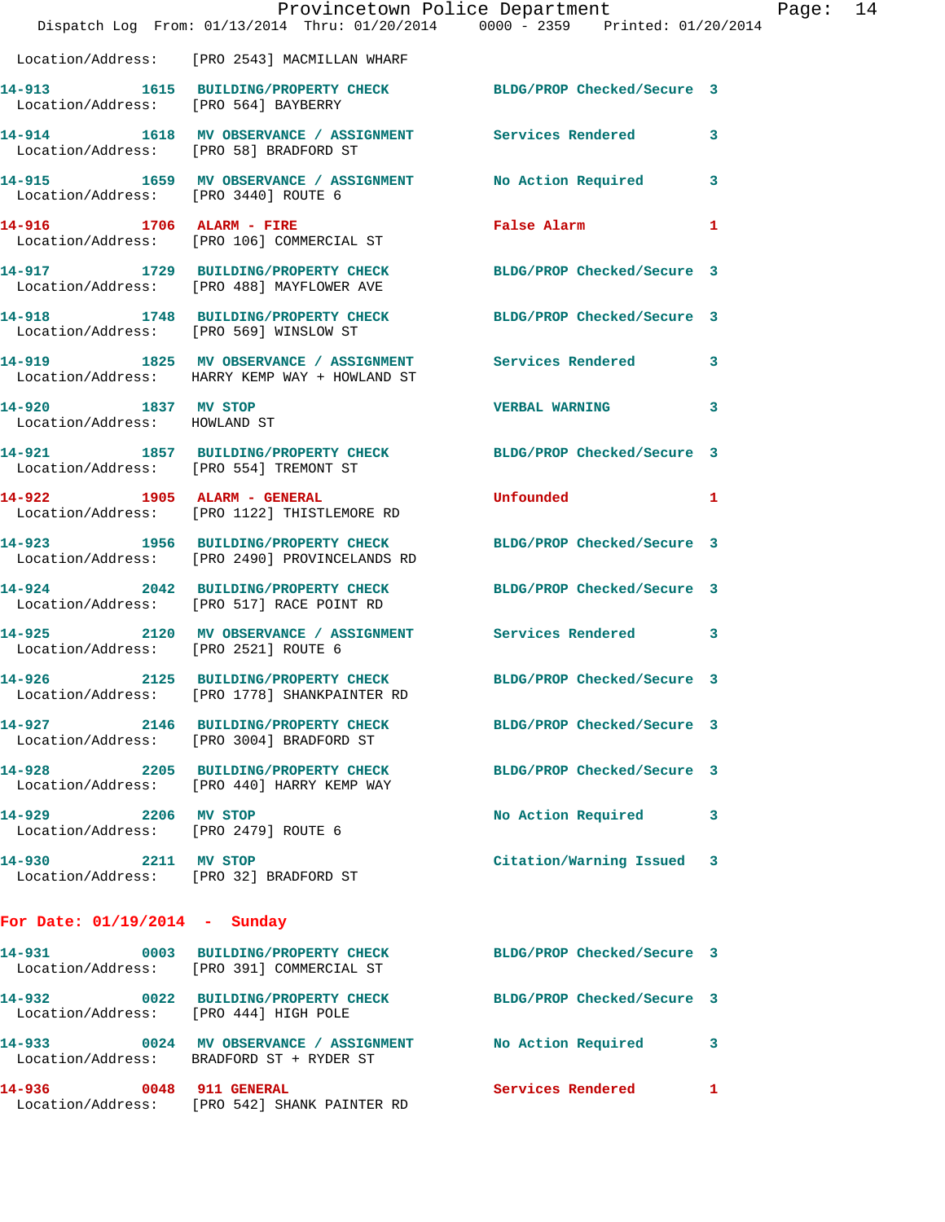Location/Address: [PRO 2543] MACMILLAN WHARF

**14-913** 1615 **BUILDING/PROPERTY CHECK** BLDG/PROP Checked/Secure 3
Location/Address: [PRO 564] BAYBERRY

**14-914** 1618 **MV OBSERVANCE / ASSIGNMENT** Services Rendered 3
Location/Address: [PRO 58] BRADFORD ST

**14-915** 1659 **MV OBSERVANCE / ASSIGNMENT** No Action Required 3
Location/Address: [PRO 3440] ROUTE 6

**14-916** 1706 **ALARM - FIRE** False Alarm 1
Location/Address: [PRO 106] COMMERCIAL ST

**14-917** 1729 **BUILDING/PROPERTY CHECK** BLDG/PROP Checked/Secure 3
Location/Address: [PRO 488] MAYFLOWER AVE

**14-918** 1748 **BUILDING/PROPERTY CHECK** BLDG/PROP Checked/Secure 3
Location/Address: [PRO 569] WINSLOW ST

**14-919** 1825 **MV OBSERVANCE / ASSIGNMENT** Services Rendered 3
Location/Address: HARRY KEMP WAY + HOWLAND ST

**14-920** 1837 **MV STOP** VERBAL WARNING 3
Location/Address: HOWLAND ST

**14-921** 1857 **BUILDING/PROPERTY CHECK** BLDG/PROP Checked/Secure 3
Location/Address: [PRO 554] TREMONT ST

**14-922** 1905 **ALARM - GENERAL** Unfounded 1
Location/Address: [PRO 1122] THISTLEMORE RD

**14-923** 1956 **BUILDING/PROPERTY CHECK** BLDG/PROP Checked/Secure 3
Location/Address: [PRO 2490] PROVINCELANDS RD

**14-924** 2042 **BUILDING/PROPERTY CHECK** BLDG/PROP Checked/Secure 3
Location/Address: [PRO 517] RACE POINT RD

**14-925** 2120 **MV OBSERVANCE / ASSIGNMENT** Services Rendered 3
Location/Address: [PRO 2521] ROUTE 6

**14-926** 2125 **BUILDING/PROPERTY CHECK** BLDG/PROP Checked/Secure 3
Location/Address: [PRO 1778] SHANKPAINTER RD

**14-927** 2146 **BUILDING/PROPERTY CHECK** BLDG/PROP Checked/Secure 3
Location/Address: [PRO 3004] BRADFORD ST

**14-928** 2205 **BUILDING/PROPERTY CHECK** BLDG/PROP Checked/Secure 3
Location/Address: [PRO 440] HARRY KEMP WAY

**14-929** 2206 **MV STOP** No Action Required 3
Location/Address: [PRO 2479] ROUTE 6

**14-930** 2211 **MV STOP** Citation/Warning Issued 3
Location/Address: [PRO 32] BRADFORD ST

## For Date: 01/19/2014 - Sunday

**14-931** 0003 **BUILDING/PROPERTY CHECK** BLDG/PROP Checked/Secure 3
Location/Address: [PRO 391] COMMERCIAL ST

**14-932** 0022 **BUILDING/PROPERTY CHECK** BLDG/PROP Checked/Secure 3
Location/Address: [PRO 444] HIGH POLE

**14-933** 0024 **MV OBSERVANCE / ASSIGNMENT** No Action Required 3
Location/Address: BRADFORD ST + RYDER ST

**14-936** 0048 **911 GENERAL** Services Rendered 1
Location/Address: [PRO 542] SHANK PAINTER RD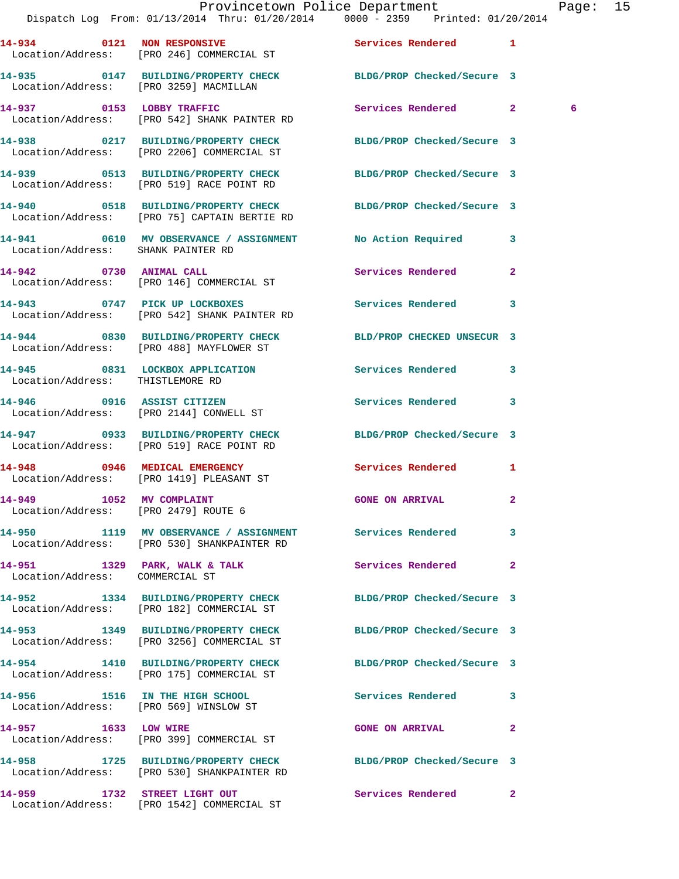14-934 0121 NON RESPONSIVE Services Rendered 1
Location/Address: [PRO 246] COMMERCIAL ST

14-935 0147 BUILDING/PROPERTY CHECK BLDG/PROP Checked/Secure 3
Location/Address: [PRO 3259] MACMILLAN

14-937 0153 LOBBY TRAFFIC Services Rendered 2 6
Location/Address: [PRO 542] SHANK PAINTER RD

14-938 0217 BUILDING/PROPERTY CHECK BLDG/PROP Checked/Secure 3
Location/Address: [PRO 2206] COMMERCIAL ST

14-939 0513 BUILDING/PROPERTY CHECK BLDG/PROP Checked/Secure 3
Location/Address: [PRO 519] RACE POINT RD

14-940 0518 BUILDING/PROPERTY CHECK BLDG/PROP Checked/Secure 3
Location/Address: [PRO 75] CAPTAIN BERTIE RD

14-941 0610 MV OBSERVANCE / ASSIGNMENT No Action Required 3
Location/Address: SHANK PAINTER RD

14-942 0730 ANIMAL CALL Services Rendered 2
Location/Address: [PRO 146] COMMERCIAL ST

14-943 0747 PICK UP LOCKBOXES Services Rendered 3
Location/Address: [PRO 542] SHANK PAINTER RD

14-944 0830 BUILDING/PROPERTY CHECK BLD/PROP CHECKED UNSECUR 3
Location/Address: [PRO 488] MAYFLOWER ST

14-945 0831 LOCKBOX APPLICATION Services Rendered 3
Location/Address: THISTLEMORE RD

14-946 0916 ASSIST CITIZEN Services Rendered 3
Location/Address: [PRO 2144] CONWELL ST

14-947 0933 BUILDING/PROPERTY CHECK BLDG/PROP Checked/Secure 3
Location/Address: [PRO 519] RACE POINT RD

14-948 0946 MEDICAL EMERGENCY Services Rendered 1
Location/Address: [PRO 1419] PLEASANT ST

14-949 1052 MV COMPLAINT GONE ON ARRIVAL 2
Location/Address: [PRO 2479] ROUTE 6

14-950 1119 MV OBSERVANCE / ASSIGNMENT Services Rendered 3
Location/Address: [PRO 530] SHANKPAINTER RD

14-951 1329 PARK, WALK & TALK Services Rendered 2
Location/Address: COMMERCIAL ST

14-952 1334 BUILDING/PROPERTY CHECK BLDG/PROP Checked/Secure 3
Location/Address: [PRO 182] COMMERCIAL ST

14-953 1349 BUILDING/PROPERTY CHECK BLDG/PROP Checked/Secure 3
Location/Address: [PRO 3256] COMMERCIAL ST

14-954 1410 BUILDING/PROPERTY CHECK BLDG/PROP Checked/Secure 3
Location/Address: [PRO 175] COMMERCIAL ST

14-956 1516 IN THE HIGH SCHOOL Services Rendered 3
Location/Address: [PRO 569] WINSLOW ST

14-957 1633 LOW WIRE GONE ON ARRIVAL 2
Location/Address: [PRO 399] COMMERCIAL ST

14-958 1725 BUILDING/PROPERTY CHECK BLDG/PROP Checked/Secure 3
Location/Address: [PRO 530] SHANKPAINTER RD

14-959 1732 STREET LIGHT OUT Services Rendered 2
Location/Address: [PRO 1542] COMMERCIAL ST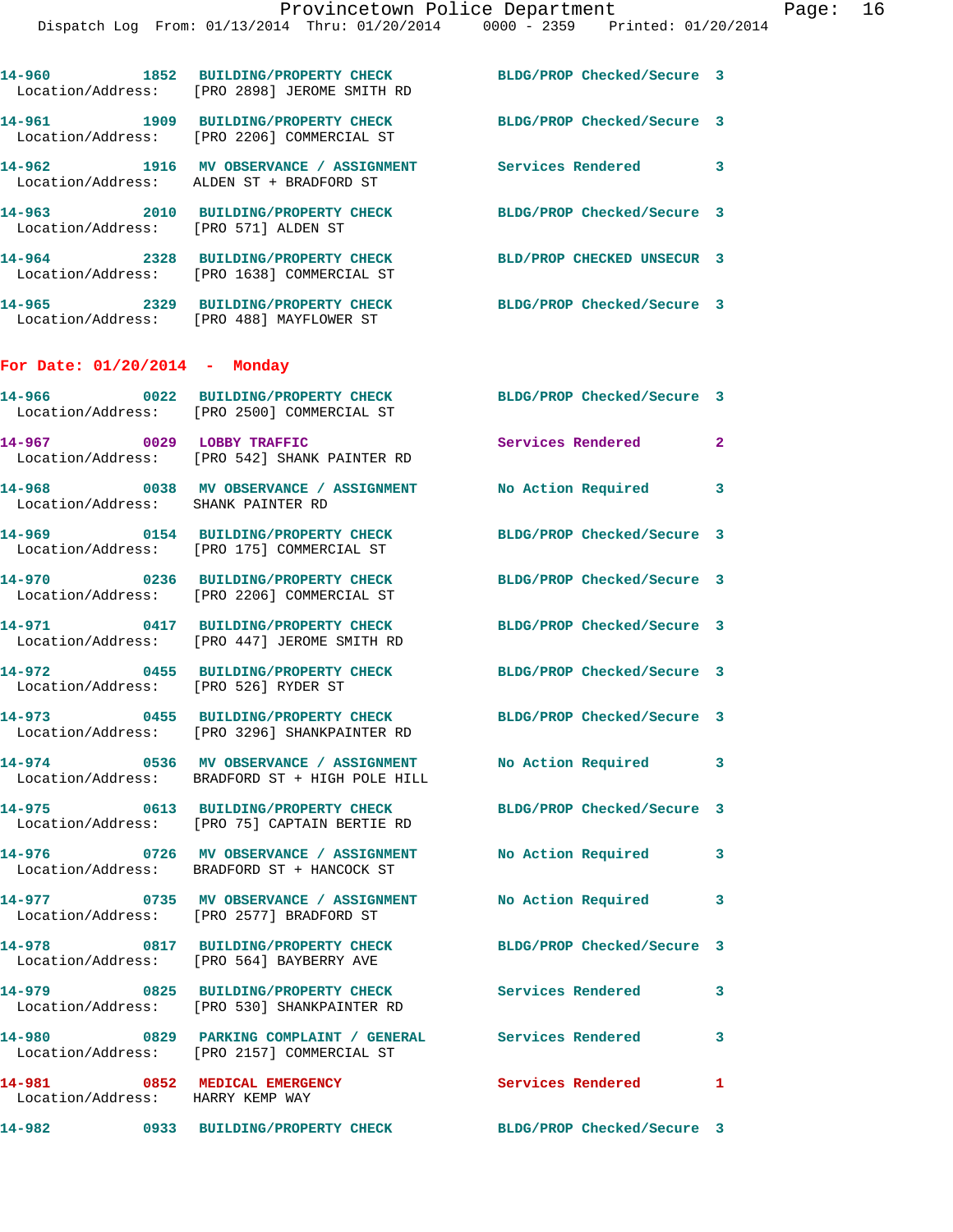| Call # | Time | Call Reason | Action | Priority |
|---|---|---|---|---|
| 14-960 | 1852 | BUILDING/PROPERTY CHECK | BLDG/PROP Checked/Secure | 3 |
| Location/Address: | | [PRO 2898] JEROME SMITH RD | | |
| 14-961 | 1909 | BUILDING/PROPERTY CHECK | BLDG/PROP Checked/Secure | 3 |
| Location/Address: | | [PRO 2206] COMMERCIAL ST | | |
| 14-962 | 1916 | MV OBSERVANCE / ASSIGNMENT | Services Rendered | 3 |
| Location/Address: | | ALDEN ST + BRADFORD ST | | |
| 14-963 | 2010 | BUILDING/PROPERTY CHECK | BLDG/PROP Checked/Secure | 3 |
| Location/Address: | | [PRO 571] ALDEN ST | | |
| 14-964 | 2328 | BUILDING/PROPERTY CHECK | BLD/PROP CHECKED UNSECUR | 3 |
| Location/Address: | | [PRO 1638] COMMERCIAL ST | | |
| 14-965 | 2329 | BUILDING/PROPERTY CHECK | BLDG/PROP Checked/Secure | 3 |
| Location/Address: | | [PRO 488] MAYFLOWER ST | | |

## For Date: 01/20/2014 - Monday

| Call # | Time | Call Reason | Action | Priority |
|---|---|---|---|---|
| 14-966 | 0022 | BUILDING/PROPERTY CHECK | BLDG/PROP Checked/Secure | 3 |
| Location/Address: | | [PRO 2500] COMMERCIAL ST | | |
| 14-967 | 0029 | LOBBY TRAFFIC | Services Rendered | 2 |
| Location/Address: | | [PRO 542] SHANK PAINTER RD | | |
| 14-968 | 0038 | MV OBSERVANCE / ASSIGNMENT | No Action Required | 3 |
| Location/Address: | | SHANK PAINTER RD | | |
| 14-969 | 0154 | BUILDING/PROPERTY CHECK | BLDG/PROP Checked/Secure | 3 |
| Location/Address: | | [PRO 175] COMMERCIAL ST | | |
| 14-970 | 0236 | BUILDING/PROPERTY CHECK | BLDG/PROP Checked/Secure | 3 |
| Location/Address: | | [PRO 2206] COMMERCIAL ST | | |
| 14-971 | 0417 | BUILDING/PROPERTY CHECK | BLDG/PROP Checked/Secure | 3 |
| Location/Address: | | [PRO 447] JEROME SMITH RD | | |
| 14-972 | 0455 | BUILDING/PROPERTY CHECK | BLDG/PROP Checked/Secure | 3 |
| Location/Address: | | [PRO 526] RYDER ST | | |
| 14-973 | 0455 | BUILDING/PROPERTY CHECK | BLDG/PROP Checked/Secure | 3 |
| Location/Address: | | [PRO 3296] SHANKPAINTER RD | | |
| 14-974 | 0536 | MV OBSERVANCE / ASSIGNMENT | No Action Required | 3 |
| Location/Address: | | BRADFORD ST + HIGH POLE HILL | | |
| 14-975 | 0613 | BUILDING/PROPERTY CHECK | BLDG/PROP Checked/Secure | 3 |
| Location/Address: | | [PRO 75] CAPTAIN BERTIE RD | | |
| 14-976 | 0726 | MV OBSERVANCE / ASSIGNMENT | No Action Required | 3 |
| Location/Address: | | BRADFORD ST + HANCOCK ST | | |
| 14-977 | 0735 | MV OBSERVANCE / ASSIGNMENT | No Action Required | 3 |
| Location/Address: | | [PRO 2577] BRADFORD ST | | |
| 14-978 | 0817 | BUILDING/PROPERTY CHECK | BLDG/PROP Checked/Secure | 3 |
| Location/Address: | | [PRO 564] BAYBERRY AVE | | |
| 14-979 | 0825 | BUILDING/PROPERTY CHECK | Services Rendered | 3 |
| Location/Address: | | [PRO 530] SHANKPAINTER RD | | |
| 14-980 | 0829 | PARKING COMPLAINT / GENERAL | Services Rendered | 3 |
| Location/Address: | | [PRO 2157] COMMERCIAL ST | | |
| 14-981 | 0852 | MEDICAL EMERGENCY | Services Rendered | 1 |
| Location/Address: | | HARRY KEMP WAY | | |
| 14-982 | 0933 | BUILDING/PROPERTY CHECK | BLDG/PROP Checked/Secure | 3 |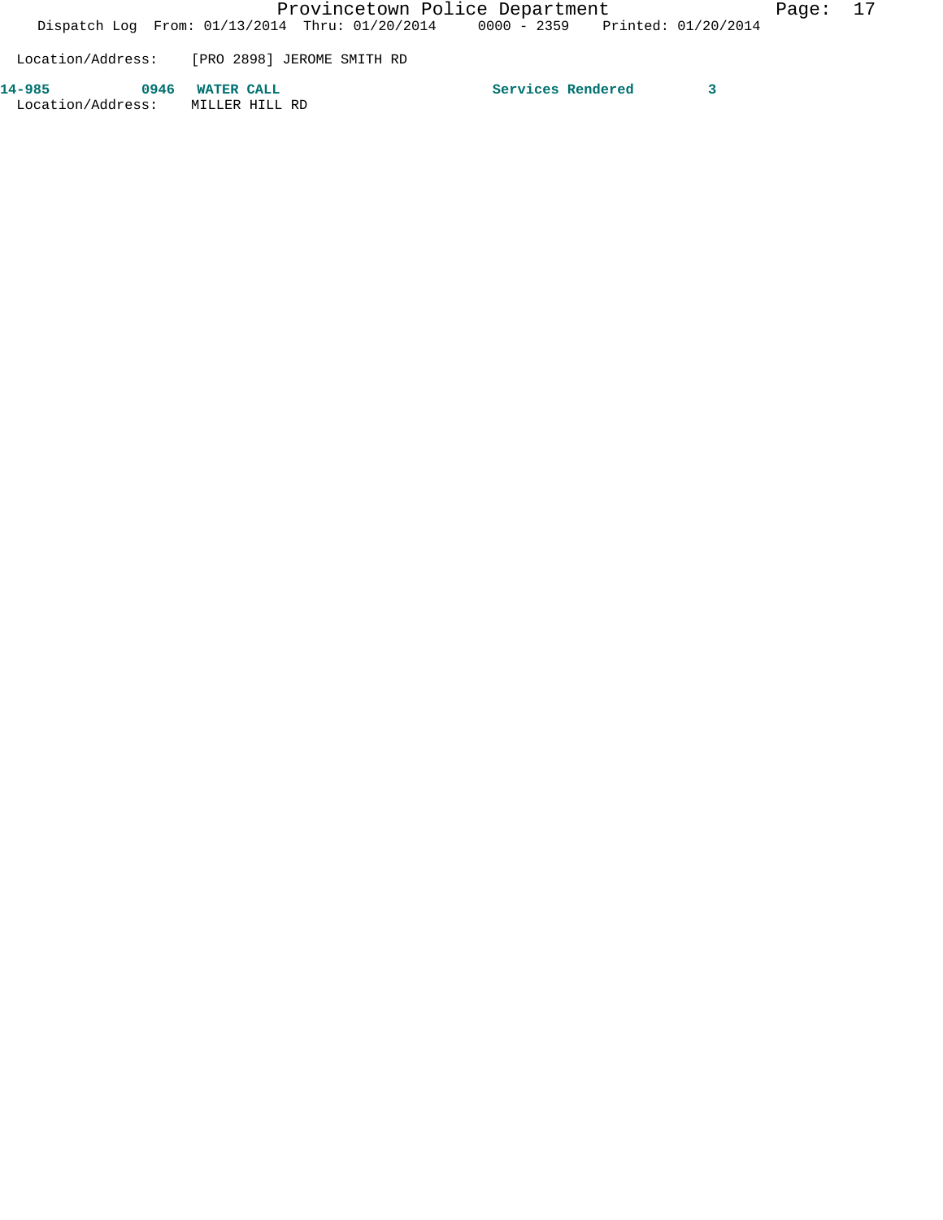Location/Address: [PRO 2898] JEROME SMITH RD

**14-985 0946 WATER CALL Services Rendered 3**
Location/Address: MILLER HILL RD